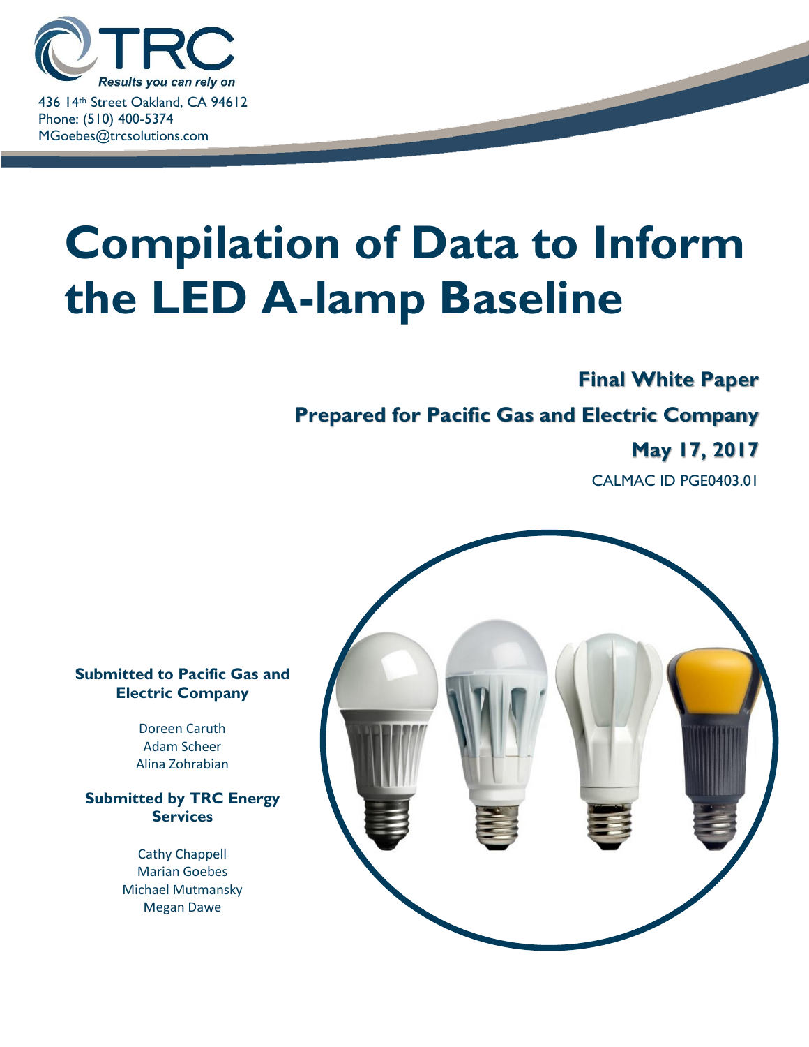TRC

*Results you can rely on*

436 14th Street Oakland, CA 94612
Phone: (510) 400-5374
MGoebes@trcsolutions.com

# Compilation of Data to Inform the LED A-lamp Baseline

**Final White Paper**

**Prepared for Pacific Gas and Electric Company**

**May 17, 2017**

CALMAC ID PGE0403.01

**Submitted to Pacific Gas and Electric Company**

Doreen Caruth
Adam Scheer
Alina Zohrabian

**Submitted by TRC Energy Services**

Cathy Chappell
Marian Goebes
Michael Mutmansky
Megan Dawe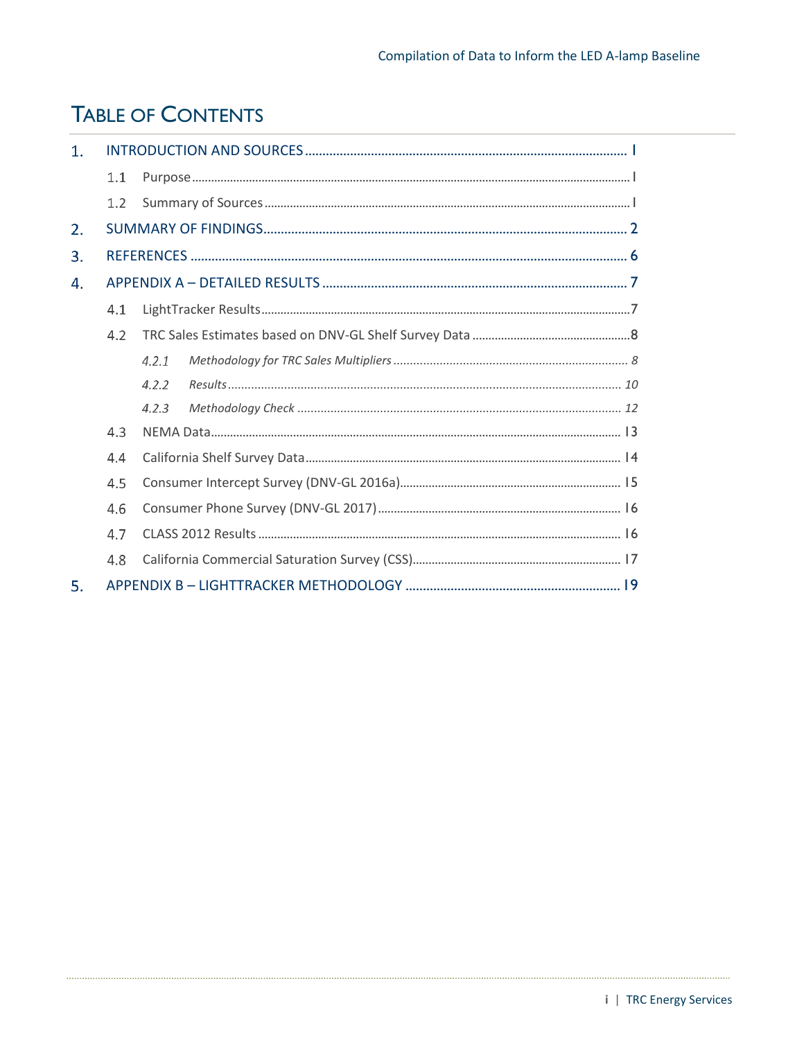# Table of Contents

1. INTRODUCTION AND SOURCES ........ 1
   - 1.1 Purpose ........ 1
   - 1.2 Summary of Sources ........ 1
2. SUMMARY OF FINDINGS ........ 2
3. REFERENCES ........ 6
4. APPENDIX A – DETAILED RESULTS ........ 7
   - 4.1 LightTracker Results ........ 7
   - 4.2 TRC Sales Estimates based on DNV-GL Shelf Survey Data ........ 8
     - *4.2.1 Methodology for TRC Sales Multipliers ........ 8*
     - *4.2.2 Results ........ 10*
     - *4.2.3 Methodology Check ........ 12*
   - 4.3 NEMA Data ........ 13
   - 4.4 California Shelf Survey Data ........ 14
   - 4.5 Consumer Intercept Survey (DNV-GL 2016a) ........ 15
   - 4.6 Consumer Phone Survey (DNV-GL 2017) ........ 16
   - 4.7 CLASS 2012 Results ........ 16
   - 4.8 California Commercial Saturation Survey (CSS) ........ 17
5. APPENDIX B – LIGHTTRACKER METHODOLOGY ........ 19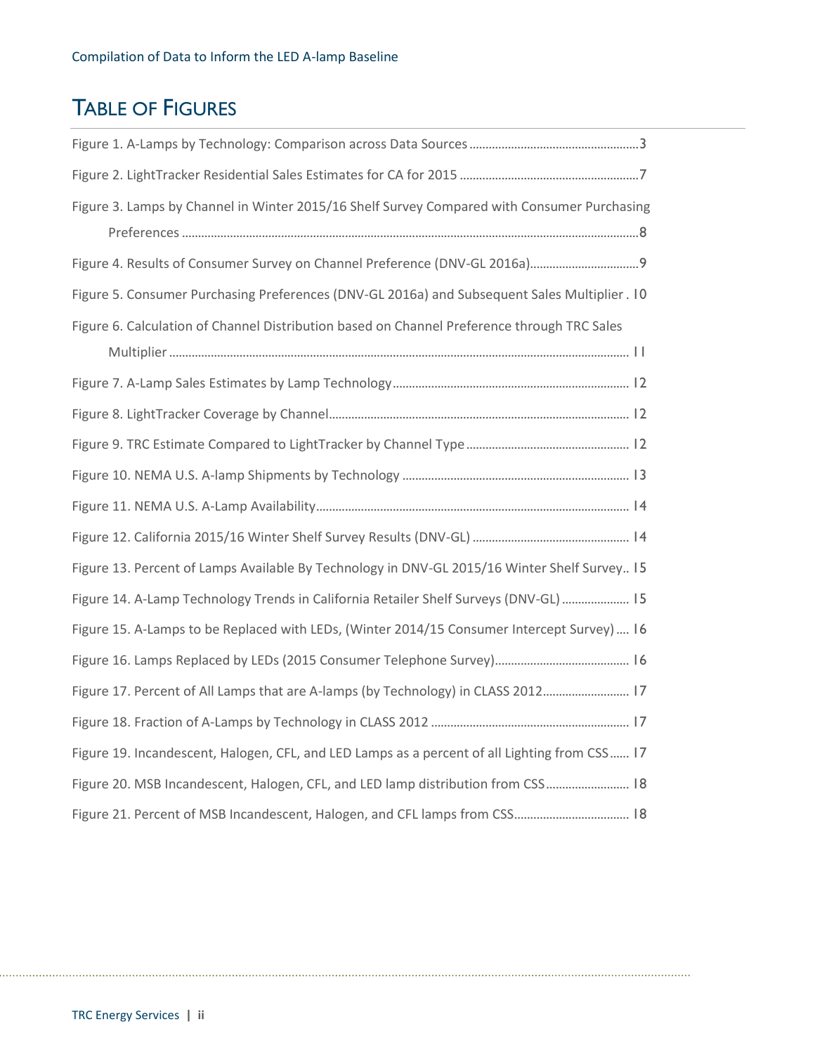# Table of Figures

Figure 1. A-Lamps by Technology: Comparison across Data Sources ..... 3

Figure 2. LightTracker Residential Sales Estimates for CA for 2015 ..... 7

Figure 3. Lamps by Channel in Winter 2015/16 Shelf Survey Compared with Consumer Purchasing Preferences ..... 8

Figure 4. Results of Consumer Survey on Channel Preference (DNV-GL 2016a) ..... 9

Figure 5. Consumer Purchasing Preferences (DNV-GL 2016a) and Subsequent Sales Multiplier . 10

Figure 6. Calculation of Channel Distribution based on Channel Preference through TRC Sales Multiplier ..... 11

Figure 7. A-Lamp Sales Estimates by Lamp Technology ..... 12

Figure 8. LightTracker Coverage by Channel ..... 12

Figure 9. TRC Estimate Compared to LightTracker by Channel Type ..... 12

Figure 10. NEMA U.S. A-lamp Shipments by Technology ..... 13

Figure 11. NEMA U.S. A-Lamp Availability ..... 14

Figure 12. California 2015/16 Winter Shelf Survey Results (DNV-GL) ..... 14

Figure 13. Percent of Lamps Available By Technology in DNV-GL 2015/16 Winter Shelf Survey.. 15

Figure 14. A-Lamp Technology Trends in California Retailer Shelf Surveys (DNV-GL) ..... 15

Figure 15. A-Lamps to be Replaced with LEDs, (Winter 2014/15 Consumer Intercept Survey) .... 16

Figure 16. Lamps Replaced by LEDs (2015 Consumer Telephone Survey) ..... 16

Figure 17. Percent of All Lamps that are A-lamps (by Technology) in CLASS 2012 ..... 17

Figure 18. Fraction of A-Lamps by Technology in CLASS 2012 ..... 17

Figure 19. Incandescent, Halogen, CFL, and LED Lamps as a percent of all Lighting from CSS ...... 17

Figure 20. MSB Incandescent, Halogen, CFL, and LED lamp distribution from CSS ..... 18

Figure 21. Percent of MSB Incandescent, Halogen, and CFL lamps from CSS ..... 18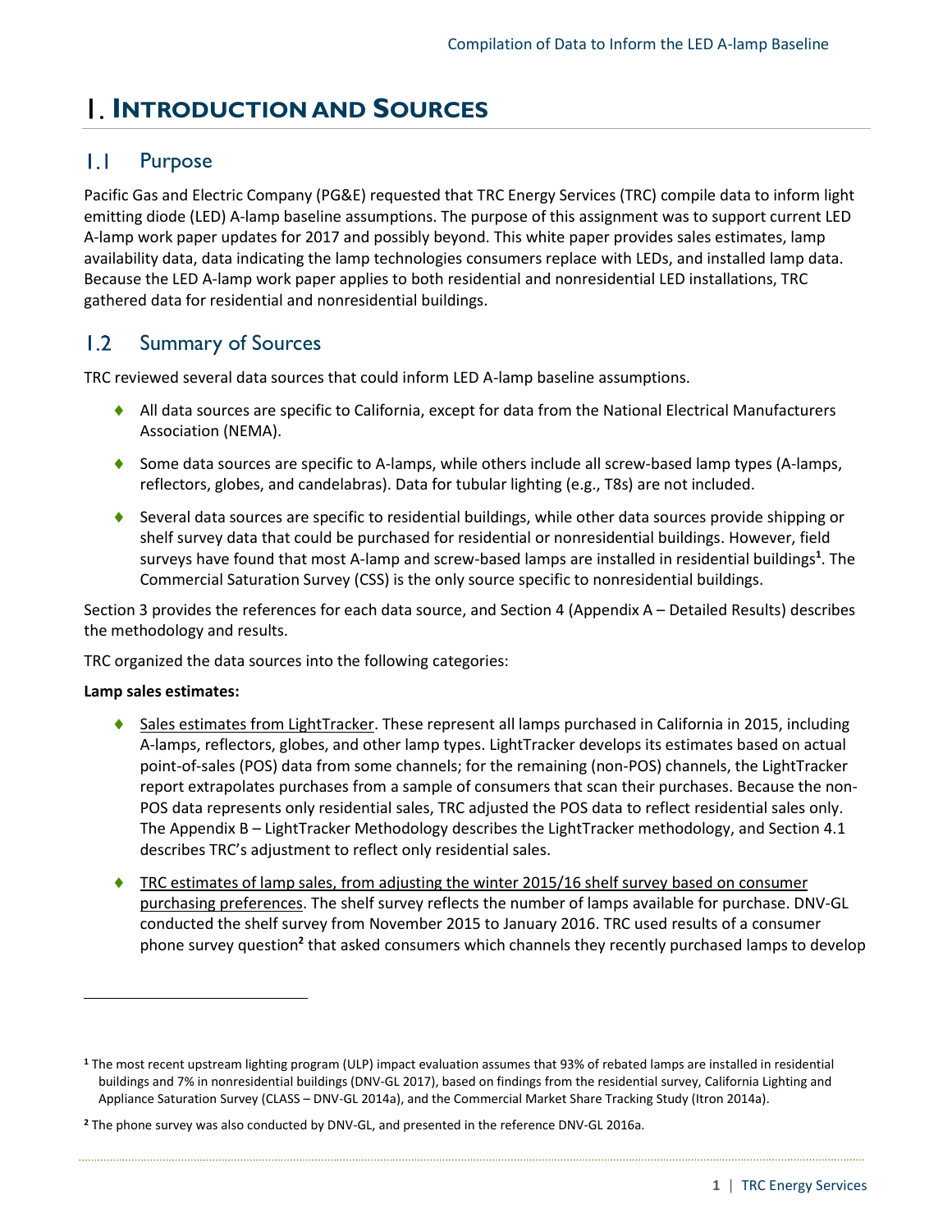# 1. INTRODUCTION AND SOURCES

## 1.1 Purpose

Pacific Gas and Electric Company (PG&E) requested that TRC Energy Services (TRC) compile data to inform light emitting diode (LED) A-lamp baseline assumptions. The purpose of this assignment was to support current LED A-lamp work paper updates for 2017 and possibly beyond. This white paper provides sales estimates, lamp availability data, data indicating the lamp technologies consumers replace with LEDs, and installed lamp data. Because the LED A-lamp work paper applies to both residential and nonresidential LED installations, TRC gathered data for residential and nonresidential buildings.

## 1.2 Summary of Sources

TRC reviewed several data sources that could inform LED A-lamp baseline assumptions.

- All data sources are specific to California, except for data from the National Electrical Manufacturers Association (NEMA).
- Some data sources are specific to A-lamps, while others include all screw-based lamp types (A-lamps, reflectors, globes, and candelabras). Data for tubular lighting (e.g., T8s) are not included.
- Several data sources are specific to residential buildings, while other data sources provide shipping or shelf survey data that could be purchased for residential or nonresidential buildings. However, field surveys have found that most A-lamp and screw-based lamps are installed in residential buildings[1]. The Commercial Saturation Survey (CSS) is the only source specific to nonresidential buildings.

Section 3 provides the references for each data source, and Section 4 (Appendix A – Detailed Results) describes the methodology and results.

TRC organized the data sources into the following categories:

**Lamp sales estimates:**

- Sales estimates from LightTracker. These represent all lamps purchased in California in 2015, including A-lamps, reflectors, globes, and other lamp types. LightTracker develops its estimates based on actual point-of-sales (POS) data from some channels; for the remaining (non-POS) channels, the LightTracker report extrapolates purchases from a sample of consumers that scan their purchases. Because the non-POS data represents only residential sales, TRC adjusted the POS data to reflect residential sales only. The Appendix B – LightTracker Methodology describes the LightTracker methodology, and Section 4.1 describes TRC's adjustment to reflect only residential sales.
- TRC estimates of lamp sales, from adjusting the winter 2015/16 shelf survey based on consumer purchasing preferences. The shelf survey reflects the number of lamps available for purchase. DNV-GL conducted the shelf survey from November 2015 to January 2016. TRC used results of a consumer phone survey question[2] that asked consumers which channels they recently purchased lamps to develop

---

[1] The most recent upstream lighting program (ULP) impact evaluation assumes that 93% of rebated lamps are installed in residential buildings and 7% in nonresidential buildings (DNV-GL 2017), based on findings from the residential survey, California Lighting and Appliance Saturation Survey (CLASS – DNV-GL 2014a), and the Commercial Market Share Tracking Study (Itron 2014a).

[2] The phone survey was also conducted by DNV-GL, and presented in the reference DNV-GL 2016a.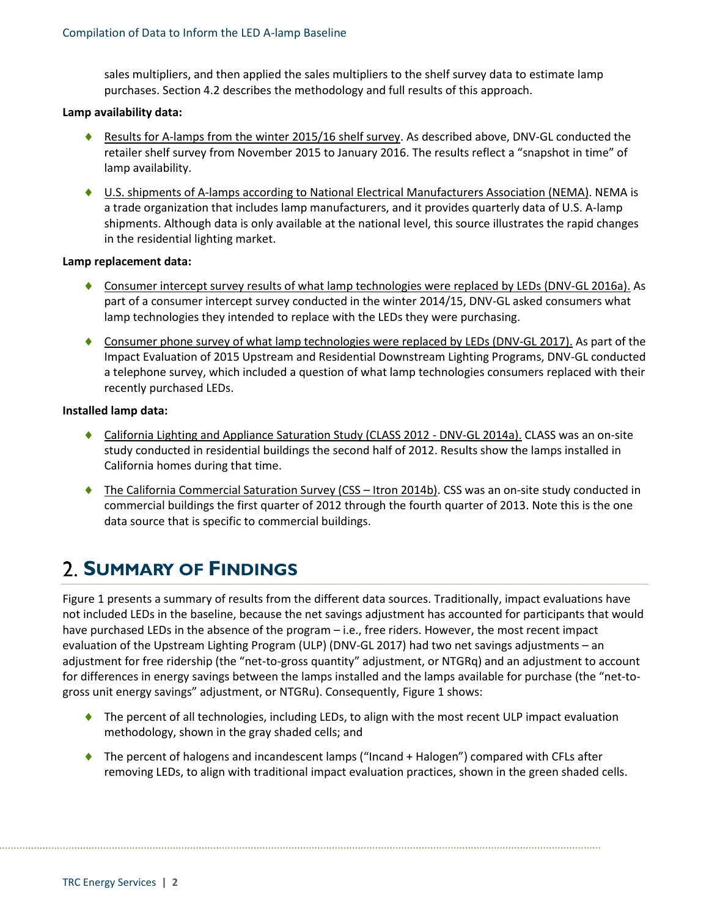sales multipliers, and then applied the sales multipliers to the shelf survey data to estimate lamp purchases. Section 4.2 describes the methodology and full results of this approach.

**Lamp availability data:**

- Results for A-lamps from the winter 2015/16 shelf survey. As described above, DNV-GL conducted the retailer shelf survey from November 2015 to January 2016. The results reflect a "snapshot in time" of lamp availability.
- U.S. shipments of A-lamps according to National Electrical Manufacturers Association (NEMA). NEMA is a trade organization that includes lamp manufacturers, and it provides quarterly data of U.S. A-lamp shipments. Although data is only available at the national level, this source illustrates the rapid changes in the residential lighting market.

**Lamp replacement data:**

- Consumer intercept survey results of what lamp technologies were replaced by LEDs (DNV-GL 2016a). As part of a consumer intercept survey conducted in the winter 2014/15, DNV-GL asked consumers what lamp technologies they intended to replace with the LEDs they were purchasing.
- Consumer phone survey of what lamp technologies were replaced by LEDs (DNV-GL 2017). As part of the Impact Evaluation of 2015 Upstream and Residential Downstream Lighting Programs, DNV-GL conducted a telephone survey, which included a question of what lamp technologies consumers replaced with their recently purchased LEDs.

**Installed lamp data:**

- California Lighting and Appliance Saturation Study (CLASS 2012 - DNV-GL 2014a). CLASS was an on-site study conducted in residential buildings the second half of 2012. Results show the lamps installed in California homes during that time.
- The California Commercial Saturation Survey (CSS – Itron 2014b). CSS was an on-site study conducted in commercial buildings the first quarter of 2012 through the fourth quarter of 2013. Note this is the one data source that is specific to commercial buildings.

# 2. Summary of Findings

Figure 1 presents a summary of results from the different data sources. Traditionally, impact evaluations have not included LEDs in the baseline, because the net savings adjustment has accounted for participants that would have purchased LEDs in the absence of the program – i.e., free riders. However, the most recent impact evaluation of the Upstream Lighting Program (ULP) (DNV-GL 2017) had two net savings adjustments – an adjustment for free ridership (the "net-to-gross quantity" adjustment, or NTGRq) and an adjustment to account for differences in energy savings between the lamps installed and the lamps available for purchase (the "net-to-gross unit energy savings" adjustment, or NTGRu). Consequently, Figure 1 shows:

- The percent of all technologies, including LEDs, to align with the most recent ULP impact evaluation methodology, shown in the gray shaded cells; and
- The percent of halogens and incandescent lamps ("Incand + Halogen") compared with CFLs after removing LEDs, to align with traditional impact evaluation practices, shown in the green shaded cells.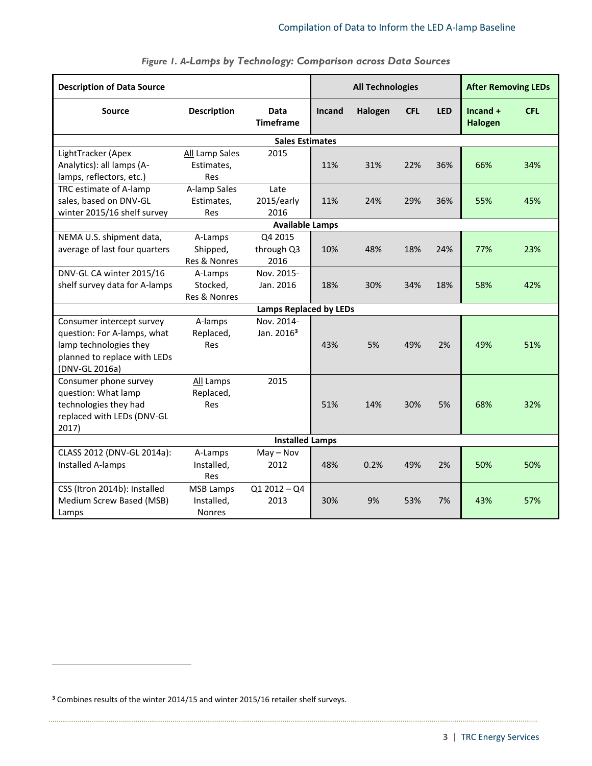*Figure 1. A-Lamps by Technology: Comparison across Data Sources*

| Description of Data Source | | | All Technologies | | | | After Removing LEDs | |
|---|---|---|---|---|---|---|---|---|
| **Source** | **Description** | **Data Timeframe** | **Incand** | **Halogen** | **CFL** | **LED** | **Incand + Halogen** | **CFL** |
| **Sales Estimates** | | | | | | | | |
| LightTracker (Apex Analytics): all lamps (A-lamps, reflectors, etc.) | All Lamp Sales Estimates, Res | 2015 | 11% | 31% | 22% | 36% | 66% | 34% |
| TRC estimate of A-lamp sales, based on DNV-GL winter 2015/16 shelf survey | A-lamp Sales Estimates, Res | Late 2015/early 2016 | 11% | 24% | 29% | 36% | 55% | 45% |
| **Available Lamps** | | | | | | | | |
| NEMA U.S. shipment data, average of last four quarters | A-Lamps Shipped, Res & Nonres | Q4 2015 through Q3 2016 | 10% | 48% | 18% | 24% | 77% | 23% |
| DNV-GL CA winter 2015/16 shelf survey data for A-lamps | A-Lamps Stocked, Res & Nonres | Nov. 2015-Jan. 2016 | 18% | 30% | 34% | 18% | 58% | 42% |
| **Lamps Replaced by LEDs** | | | | | | | | |
| Consumer intercept survey question: For A-lamps, what lamp technologies they planned to replace with LEDs (DNV-GL 2016a) | A-lamps Replaced, Res | Nov. 2014-Jan. 2016[3] | 43% | 5% | 49% | 2% | 49% | 51% |
| Consumer phone survey question: What lamp technologies they had replaced with LEDs (DNV-GL 2017) | All Lamps Replaced, Res | 2015 | 51% | 14% | 30% | 5% | 68% | 32% |
| **Installed Lamps** | | | | | | | | |
| CLASS 2012 (DNV-GL 2014a): Installed A-lamps | A-Lamps Installed, Res | May – Nov 2012 | 48% | 0.2% | 49% | 2% | 50% | 50% |
| CSS (Itron 2014b): Installed Medium Screw Based (MSB) Lamps | MSB Lamps Installed, Nonres | Q1 2012 – Q4 2013 | 30% | 9% | 53% | 7% | 43% | 57% |

[3] Combines results of the winter 2014/15 and winter 2015/16 retailer shelf surveys.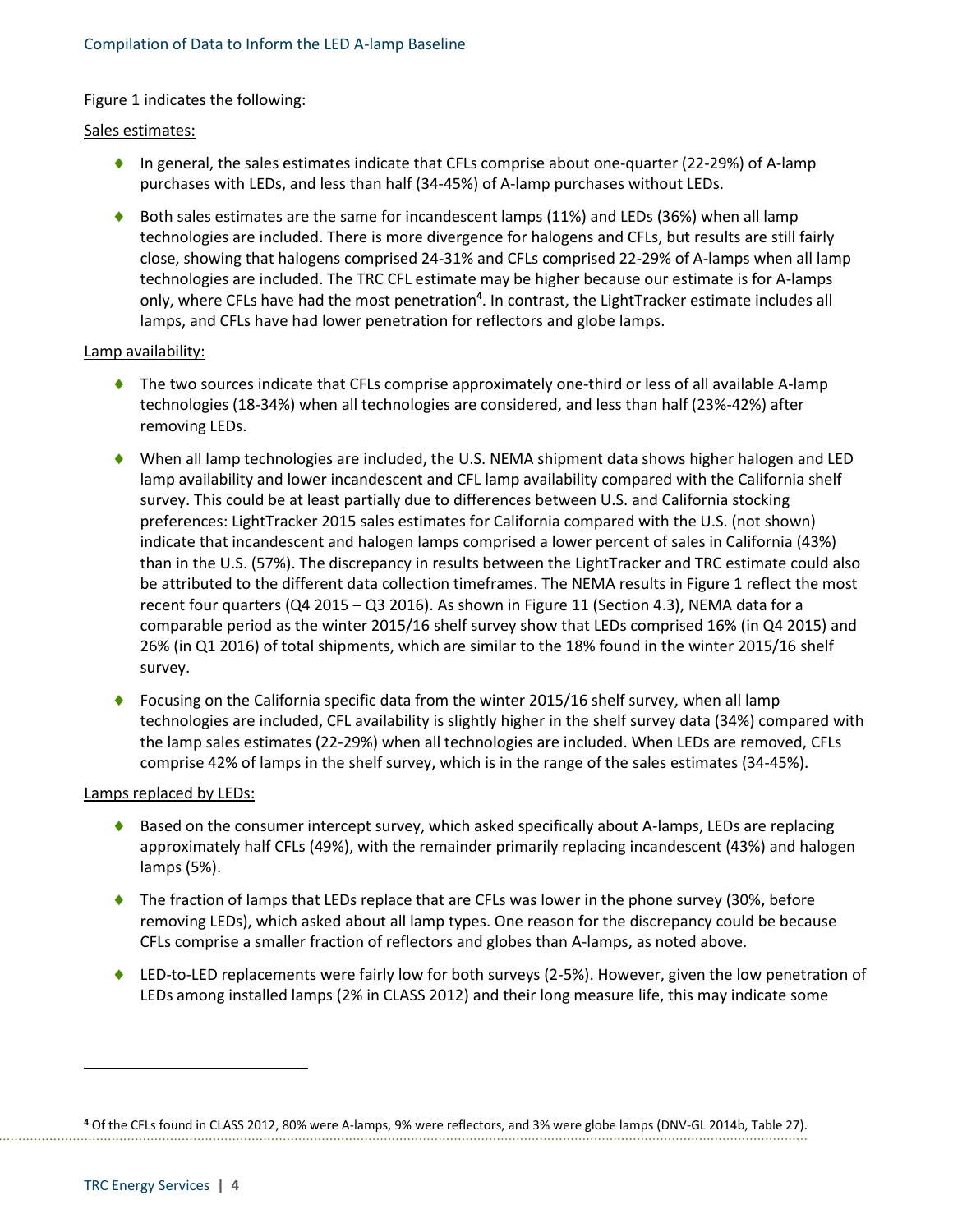Figure 1 indicates the following:

Sales estimates:

- In general, the sales estimates indicate that CFLs comprise about one-quarter (22-29%) of A-lamp purchases with LEDs, and less than half (34-45%) of A-lamp purchases without LEDs.
- Both sales estimates are the same for incandescent lamps (11%) and LEDs (36%) when all lamp technologies are included. There is more divergence for halogens and CFLs, but results are still fairly close, showing that halogens comprised 24-31% and CFLs comprised 22-29% of A-lamps when all lamp technologies are included. The TRC CFL estimate may be higher because our estimate is for A-lamps only, where CFLs have had the most penetration[4]. In contrast, the LightTracker estimate includes all lamps, and CFLs have had lower penetration for reflectors and globe lamps.

Lamp availability:

- The two sources indicate that CFLs comprise approximately one-third or less of all available A-lamp technologies (18-34%) when all technologies are considered, and less than half (23%-42%) after removing LEDs.
- When all lamp technologies are included, the U.S. NEMA shipment data shows higher halogen and LED lamp availability and lower incandescent and CFL lamp availability compared with the California shelf survey. This could be at least partially due to differences between U.S. and California stocking preferences: LightTracker 2015 sales estimates for California compared with the U.S. (not shown) indicate that incandescent and halogen lamps comprised a lower percent of sales in California (43%) than in the U.S. (57%). The discrepancy in results between the LightTracker and TRC estimate could also be attributed to the different data collection timeframes. The NEMA results in Figure 1 reflect the most recent four quarters (Q4 2015 – Q3 2016). As shown in Figure 11 (Section 4.3), NEMA data for a comparable period as the winter 2015/16 shelf survey show that LEDs comprised 16% (in Q4 2015) and 26% (in Q1 2016) of total shipments, which are similar to the 18% found in the winter 2015/16 shelf survey.
- Focusing on the California specific data from the winter 2015/16 shelf survey, when all lamp technologies are included, CFL availability is slightly higher in the shelf survey data (34%) compared with the lamp sales estimates (22-29%) when all technologies are included. When LEDs are removed, CFLs comprise 42% of lamps in the shelf survey, which is in the range of the sales estimates (34-45%).

Lamps replaced by LEDs:

- Based on the consumer intercept survey, which asked specifically about A-lamps, LEDs are replacing approximately half CFLs (49%), with the remainder primarily replacing incandescent (43%) and halogen lamps (5%).
- The fraction of lamps that LEDs replace that are CFLs was lower in the phone survey (30%, before removing LEDs), which asked about all lamp types. One reason for the discrepancy could be because CFLs comprise a smaller fraction of reflectors and globes than A-lamps, as noted above.
- LED-to-LED replacements were fairly low for both surveys (2-5%). However, given the low penetration of LEDs among installed lamps (2% in CLASS 2012) and their long measure life, this may indicate some

---

[4] Of the CFLs found in CLASS 2012, 80% were A-lamps, 9% were reflectors, and 3% were globe lamps (DNV-GL 2014b, Table 27).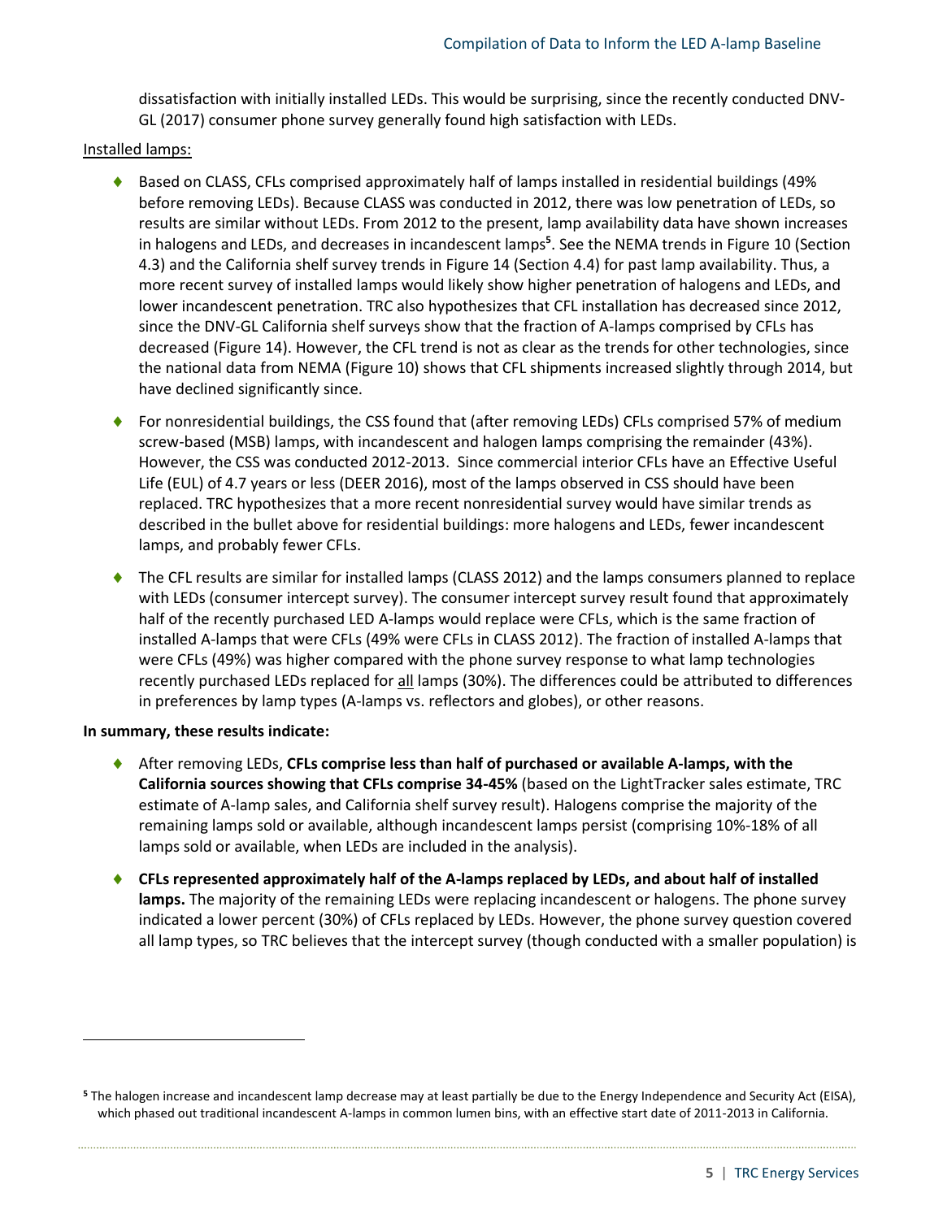dissatisfaction with initially installed LEDs. This would be surprising, since the recently conducted DNV-GL (2017) consumer phone survey generally found high satisfaction with LEDs.

Installed lamps:

- Based on CLASS, CFLs comprised approximately half of lamps installed in residential buildings (49% before removing LEDs). Because CLASS was conducted in 2012, there was low penetration of LEDs, so results are similar without LEDs. From 2012 to the present, lamp availability data have shown increases in halogens and LEDs, and decreases in incandescent lamps[5]. See the NEMA trends in Figure 10 (Section 4.3) and the California shelf survey trends in Figure 14 (Section 4.4) for past lamp availability. Thus, a more recent survey of installed lamps would likely show higher penetration of halogens and LEDs, and lower incandescent penetration. TRC also hypothesizes that CFL installation has decreased since 2012, since the DNV-GL California shelf surveys show that the fraction of A-lamps comprised by CFLs has decreased (Figure 14). However, the CFL trend is not as clear as the trends for other technologies, since the national data from NEMA (Figure 10) shows that CFL shipments increased slightly through 2014, but have declined significantly since.
- For nonresidential buildings, the CSS found that (after removing LEDs) CFLs comprised 57% of medium screw-based (MSB) lamps, with incandescent and halogen lamps comprising the remainder (43%). However, the CSS was conducted 2012-2013. Since commercial interior CFLs have an Effective Useful Life (EUL) of 4.7 years or less (DEER 2016), most of the lamps observed in CSS should have been replaced. TRC hypothesizes that a more recent nonresidential survey would have similar trends as described in the bullet above for residential buildings: more halogens and LEDs, fewer incandescent lamps, and probably fewer CFLs.
- The CFL results are similar for installed lamps (CLASS 2012) and the lamps consumers planned to replace with LEDs (consumer intercept survey). The consumer intercept survey result found that approximately half of the recently purchased LED A-lamps would replace were CFLs, which is the same fraction of installed A-lamps that were CFLs (49% were CFLs in CLASS 2012). The fraction of installed A-lamps that were CFLs (49%) was higher compared with the phone survey response to what lamp technologies recently purchased LEDs replaced for all lamps (30%). The differences could be attributed to differences in preferences by lamp types (A-lamps vs. reflectors and globes), or other reasons.

**In summary, these results indicate:**

- After removing LEDs, **CFLs comprise less than half of purchased or available A-lamps, with the California sources showing that CFLs comprise 34-45%** (based on the LightTracker sales estimate, TRC estimate of A-lamp sales, and California shelf survey result). Halogens comprise the majority of the remaining lamps sold or available, although incandescent lamps persist (comprising 10%-18% of all lamps sold or available, when LEDs are included in the analysis).
- **CFLs represented approximately half of the A-lamps replaced by LEDs, and about half of installed lamps.** The majority of the remaining LEDs were replacing incandescent or halogens. The phone survey indicated a lower percent (30%) of CFLs replaced by LEDs. However, the phone survey question covered all lamp types, so TRC believes that the intercept survey (though conducted with a smaller population) is

[5] The halogen increase and incandescent lamp decrease may at least partially be due to the Energy Independence and Security Act (EISA), which phased out traditional incandescent A-lamps in common lumen bins, with an effective start date of 2011-2013 in California.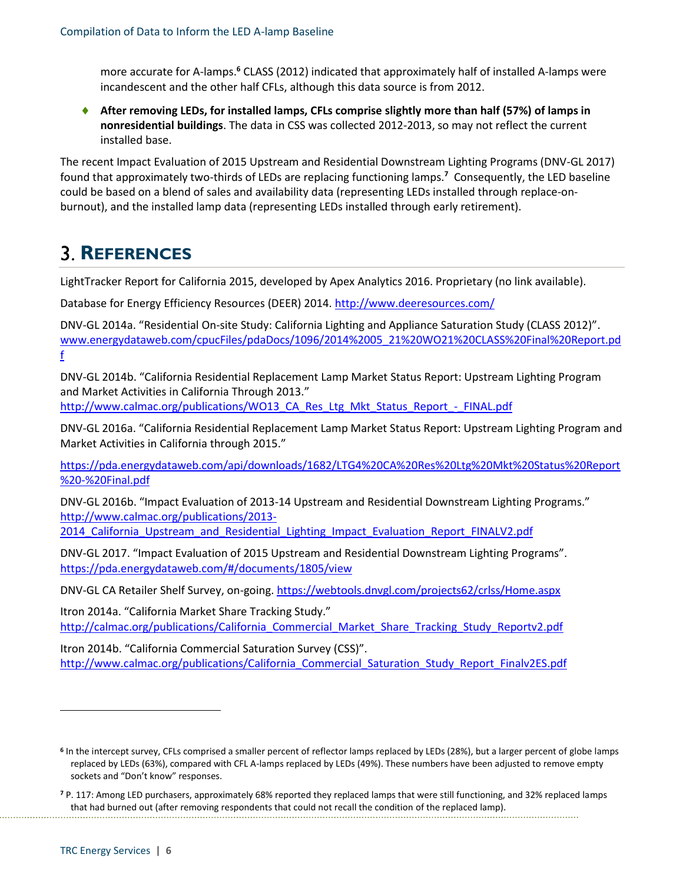more accurate for A-lamps.[6] CLASS (2012) indicated that approximately half of installed A-lamps were incandescent and the other half CFLs, although this data source is from 2012.

- **After removing LEDs, for installed lamps, CFLs comprise slightly more than half (57%) of lamps in nonresidential buildings**. The data in CSS was collected 2012-2013, so may not reflect the current installed base.

The recent Impact Evaluation of 2015 Upstream and Residential Downstream Lighting Programs (DNV-GL 2017) found that approximately two-thirds of LEDs are replacing functioning lamps.[7] Consequently, the LED baseline could be based on a blend of sales and availability data (representing LEDs installed through replace-on-burnout), and the installed lamp data (representing LEDs installed through early retirement).

# 3. References

LightTracker Report for California 2015, developed by Apex Analytics 2016. Proprietary (no link available).

Database for Energy Efficiency Resources (DEER) 2014. http://www.deeresources.com/

DNV-GL 2014a. "Residential On-site Study: California Lighting and Appliance Saturation Study (CLASS 2012)". www.energydataweb.com/cpucFiles/pdaDocs/1096/2014%2005_21%20WO21%20CLASS%20Final%20Report.pdf

DNV-GL 2014b. "California Residential Replacement Lamp Market Status Report: Upstream Lighting Program and Market Activities in California Through 2013." http://www.calmac.org/publications/WO13_CA_Res_Ltg_Mkt_Status_Report_-_FINAL.pdf

DNV-GL 2016a. "California Residential Replacement Lamp Market Status Report: Upstream Lighting Program and Market Activities in California through 2015."

https://pda.energydataweb.com/api/downloads/1682/LTG4%20CA%20Res%20Ltg%20Mkt%20Status%20Report%20-%20Final.pdf

DNV-GL 2016b. "Impact Evaluation of 2013-14 Upstream and Residential Downstream Lighting Programs." http://www.calmac.org/publications/2013-2014_California_Upstream_and_Residential_Lighting_Impact_Evaluation_Report_FINALV2.pdf

DNV-GL 2017. "Impact Evaluation of 2015 Upstream and Residential Downstream Lighting Programs". https://pda.energydataweb.com/#/documents/1805/view

DNV-GL CA Retailer Shelf Survey, on-going. https://webtools.dnvgl.com/projects62/crlss/Home.aspx

Itron 2014a. "California Market Share Tracking Study." http://calmac.org/publications/California_Commercial_Market_Share_Tracking_Study_Reportv2.pdf

Itron 2014b. "California Commercial Saturation Survey (CSS)". http://www.calmac.org/publications/California_Commercial_Saturation_Study_Report_Finalv2ES.pdf

---

[6] In the intercept survey, CFLs comprised a smaller percent of reflector lamps replaced by LEDs (28%), but a larger percent of globe lamps replaced by LEDs (63%), compared with CFL A-lamps replaced by LEDs (49%). These numbers have been adjusted to remove empty sockets and "Don't know" responses.

[7] P. 117: Among LED purchasers, approximately 68% reported they replaced lamps that were still functioning, and 32% replaced lamps that had burned out (after removing respondents that could not recall the condition of the replaced lamp).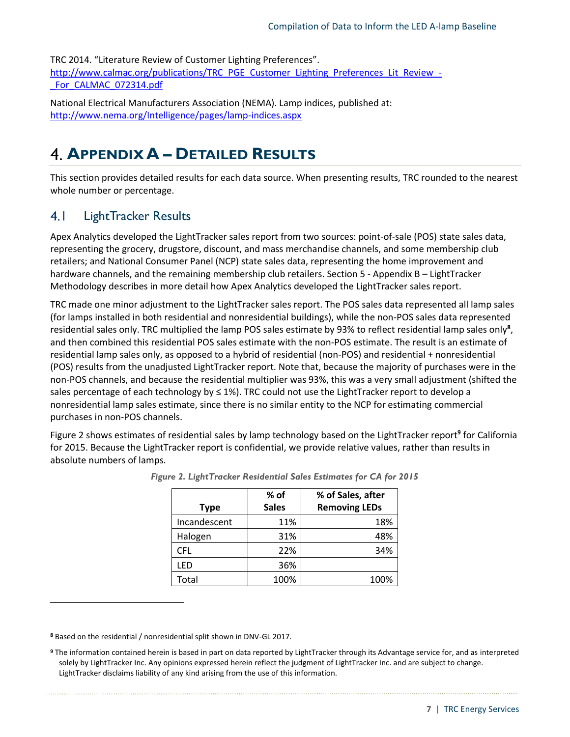TRC 2014. "Literature Review of Customer Lighting Preferences". http://www.calmac.org/publications/TRC_PGE_Customer_Lighting_Preferences_Lit_Review_-_For_CALMAC_072314.pdf

National Electrical Manufacturers Association (NEMA). Lamp indices, published at: http://www.nema.org/Intelligence/pages/lamp-indices.aspx

# 4. Appendix A – Detailed Results

This section provides detailed results for each data source. When presenting results, TRC rounded to the nearest whole number or percentage.

## 4.1 LightTracker Results

Apex Analytics developed the LightTracker sales report from two sources: point-of-sale (POS) state sales data, representing the grocery, drugstore, discount, and mass merchandise channels, and some membership club retailers; and National Consumer Panel (NCP) state sales data, representing the home improvement and hardware channels, and the remaining membership club retailers. Section 5 - Appendix B – LightTracker Methodology describes in more detail how Apex Analytics developed the LightTracker sales report.

TRC made one minor adjustment to the LightTracker sales report. The POS sales data represented all lamp sales (for lamps installed in both residential and nonresidential buildings), while the non-POS sales data represented residential sales only. TRC multiplied the lamp POS sales estimate by 93% to reflect residential lamp sales only[8], and then combined this residential POS sales estimate with the non-POS estimate. The result is an estimate of residential lamp sales only, as opposed to a hybrid of residential (non-POS) and residential + nonresidential (POS) results from the unadjusted LightTracker report. Note that, because the majority of purchases were in the non-POS channels, and because the residential multiplier was 93%, this was a very small adjustment (shifted the sales percentage of each technology by ≤ 1%). TRC could not use the LightTracker report to develop a nonresidential lamp sales estimate, since there is no similar entity to the NCP for estimating commercial purchases in non-POS channels.

Figure 2 shows estimates of residential sales by lamp technology based on the LightTracker report[9] for California for 2015. Because the LightTracker report is confidential, we provide relative values, rather than results in absolute numbers of lamps.

*Figure 2. LightTracker Residential Sales Estimates for CA for 2015*

| Type | % of Sales | % of Sales, after Removing LEDs |
|---|---|---|
| Incandescent | 11% | 18% |
| Halogen | 31% | 48% |
| CFL | 22% | 34% |
| LED | 36% | |
| Total | 100% | 100% |

[8] Based on the residential / nonresidential split shown in DNV-GL 2017.

[9] The information contained herein is based in part on data reported by LightTracker through its Advantage service for, and as interpreted solely by LightTracker Inc. Any opinions expressed herein reflect the judgment of LightTracker Inc. and are subject to change. LightTracker disclaims liability of any kind arising from the use of this information.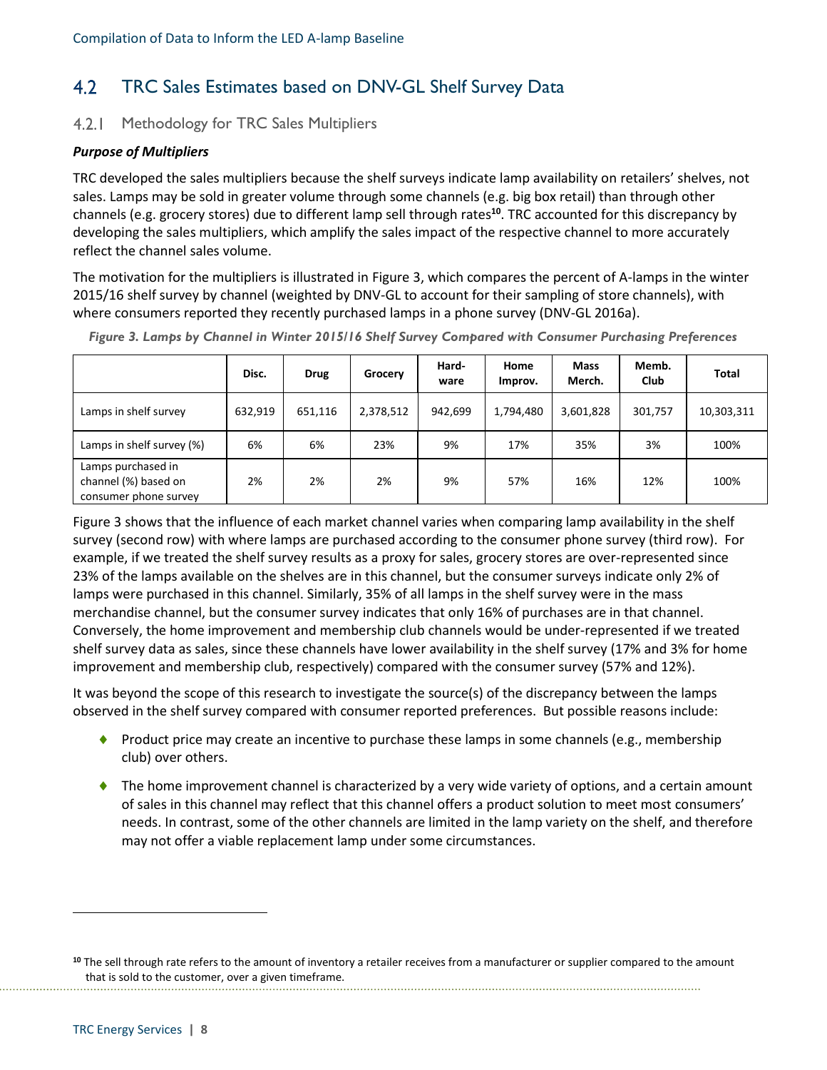## 4.2 TRC Sales Estimates based on DNV-GL Shelf Survey Data

### 4.2.1 Methodology for TRC Sales Multipliers

***Purpose of Multipliers***

TRC developed the sales multipliers because the shelf surveys indicate lamp availability on retailers' shelves, not sales. Lamps may be sold in greater volume through some channels (e.g. big box retail) than through other channels (e.g. grocery stores) due to different lamp sell through rates[10]. TRC accounted for this discrepancy by developing the sales multipliers, which amplify the sales impact of the respective channel to more accurately reflect the channel sales volume.

The motivation for the multipliers is illustrated in Figure 3, which compares the percent of A-lamps in the winter 2015/16 shelf survey by channel (weighted by DNV-GL to account for their sampling of store channels), with where consumers reported they recently purchased lamps in a phone survey (DNV-GL 2016a).

*Figure 3. Lamps by Channel in Winter 2015/16 Shelf Survey Compared with Consumer Purchasing Preferences*

| | Disc. | Drug | Grocery | Hard-ware | Home Improv. | Mass Merch. | Memb. Club | Total |
|---|---|---|---|---|---|---|---|---|
| Lamps in shelf survey | 632,919 | 651,116 | 2,378,512 | 942,699 | 1,794,480 | 3,601,828 | 301,757 | 10,303,311 |
| Lamps in shelf survey (%) | 6% | 6% | 23% | 9% | 17% | 35% | 3% | 100% |
| Lamps purchased in channel (%) based on consumer phone survey | 2% | 2% | 2% | 9% | 57% | 16% | 12% | 100% |

Figure 3 shows that the influence of each market channel varies when comparing lamp availability in the shelf survey (second row) with where lamps are purchased according to the consumer phone survey (third row). For example, if we treated the shelf survey results as a proxy for sales, grocery stores are over-represented since 23% of the lamps available on the shelves are in this channel, but the consumer surveys indicate only 2% of lamps were purchased in this channel. Similarly, 35% of all lamps in the shelf survey were in the mass merchandise channel, but the consumer survey indicates that only 16% of purchases are in that channel. Conversely, the home improvement and membership club channels would be under-represented if we treated shelf survey data as sales, since these channels have lower availability in the shelf survey (17% and 3% for home improvement and membership club, respectively) compared with the consumer survey (57% and 12%).

It was beyond the scope of this research to investigate the source(s) of the discrepancy between the lamps observed in the shelf survey compared with consumer reported preferences. But possible reasons include:

- Product price may create an incentive to purchase these lamps in some channels (e.g., membership club) over others.
- The home improvement channel is characterized by a very wide variety of options, and a certain amount of sales in this channel may reflect that this channel offers a product solution to meet most consumers' needs. In contrast, some of the other channels are limited in the lamp variety on the shelf, and therefore may not offer a viable replacement lamp under some circumstances.

---

[10] The sell through rate refers to the amount of inventory a retailer receives from a manufacturer or supplier compared to the amount that is sold to the customer, over a given timeframe.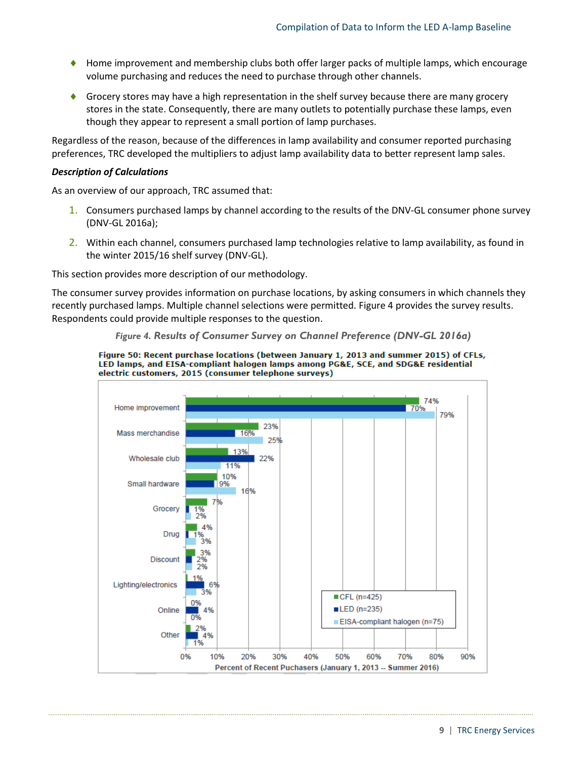- Home improvement and membership clubs both offer larger packs of multiple lamps, which encourage volume purchasing and reduces the need to purchase through other channels.
- Grocery stores may have a high representation in the shelf survey because there are many grocery stores in the state. Consequently, there are many outlets to potentially purchase these lamps, even though they appear to represent a small portion of lamp purchases.

Regardless of the reason, because of the differences in lamp availability and consumer reported purchasing preferences, TRC developed the multipliers to adjust lamp availability data to better represent lamp sales.

***Description of Calculations***

As an overview of our approach, TRC assumed that:

1. Consumers purchased lamps by channel according to the results of the DNV-GL consumer phone survey (DNV-GL 2016a);
2. Within each channel, consumers purchased lamp technologies relative to lamp availability, as found in the winter 2015/16 shelf survey (DNV-GL).

This section provides more description of our methodology.

The consumer survey provides information on purchase locations, by asking consumers in which channels they recently purchased lamps. Multiple channel selections were permitted. Figure 4 provides the survey results. Respondents could provide multiple responses to the question.

*Figure 4. Results of Consumer Survey on Channel Preference (DNV-GL 2016a)*

**Figure 50: Recent purchase locations (between January 1, 2013 and summer 2015) of CFLs, LED lamps, and EISA-compliant halogen lamps among PG&E, SCE, and SDG&E residential electric customers, 2015 (consumer telephone surveys)**

| Channel | CFL (n=425) | LED (n=235) | EISA-compliant halogen (n=75) |
|---|---|---|---|
| Home improvement | 74% | 70% | 79% |
| Mass merchandise | 23% | 16% | 25% |
| Wholesale club | 13% | 22% | 11% |
| Small hardware | 10% | 9% | 16% |
| Grocery | 7% | 1% | 2% |
| Drug | 4% | 1% | 3% |
| Discount | 3% | 2% | 2% |
| Lighting/electronics | 1% | 6% | 3% |
| Online | 0% | 4% | 0% |
| Other | 2% | 4% | 1% |

Percent of Recent Puchasers (January 1, 2013 -- Summer 2016)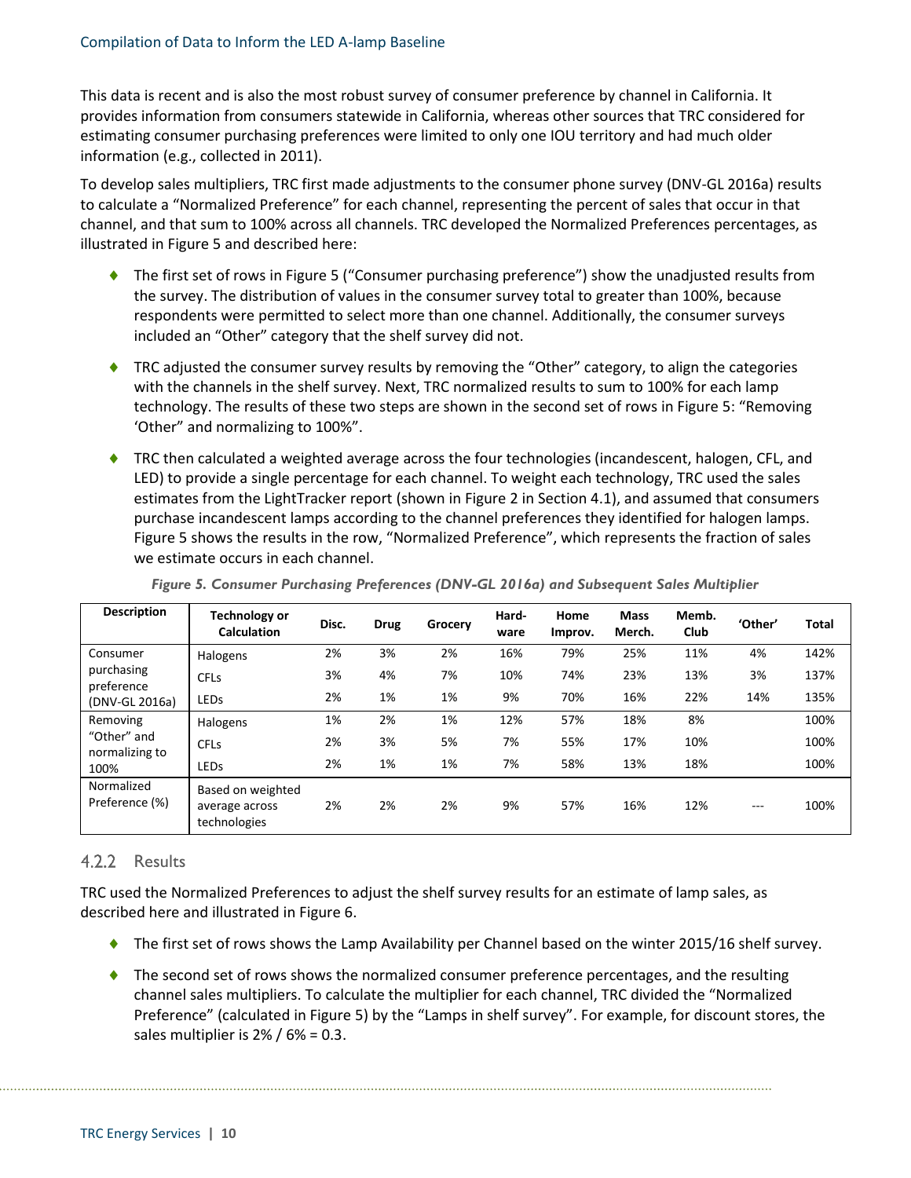This data is recent and is also the most robust survey of consumer preference by channel in California. It provides information from consumers statewide in California, whereas other sources that TRC considered for estimating consumer purchasing preferences were limited to only one IOU territory and had much older information (e.g., collected in 2011).

To develop sales multipliers, TRC first made adjustments to the consumer phone survey (DNV-GL 2016a) results to calculate a "Normalized Preference" for each channel, representing the percent of sales that occur in that channel, and that sum to 100% across all channels. TRC developed the Normalized Preferences percentages, as illustrated in Figure 5 and described here:

- The first set of rows in Figure 5 ("Consumer purchasing preference") show the unadjusted results from the survey. The distribution of values in the consumer survey total to greater than 100%, because respondents were permitted to select more than one channel. Additionally, the consumer surveys included an "Other" category that the shelf survey did not.
- TRC adjusted the consumer survey results by removing the "Other" category, to align the categories with the channels in the shelf survey. Next, TRC normalized results to sum to 100% for each lamp technology. The results of these two steps are shown in the second set of rows in Figure 5: "Removing 'Other" and normalizing to 100%".
- TRC then calculated a weighted average across the four technologies (incandescent, halogen, CFL, and LED) to provide a single percentage for each channel. To weight each technology, TRC used the sales estimates from the LightTracker report (shown in Figure 2 in Section 4.1), and assumed that consumers purchase incandescent lamps according to the channel preferences they identified for halogen lamps. Figure 5 shows the results in the row, "Normalized Preference", which represents the fraction of sales we estimate occurs in each channel.

*Figure 5. Consumer Purchasing Preferences (DNV-GL 2016a) and Subsequent Sales Multiplier*

| Description | Technology or Calculation | Disc. | Drug | Grocery | Hard-ware | Home Improv. | Mass Merch. | Memb. Club | 'Other' | Total |
|---|---|---|---|---|---|---|---|---|---|---|
| Consumer purchasing preference (DNV-GL 2016a) | Halogens | 2% | 3% | 2% | 16% | 79% | 25% | 11% | 4% | 142% |
| | CFLs | 3% | 4% | 7% | 10% | 74% | 23% | 13% | 3% | 137% |
| | LEDs | 2% | 1% | 1% | 9% | 70% | 16% | 22% | 14% | 135% |
| Removing "Other" and normalizing to 100% | Halogens | 1% | 2% | 1% | 12% | 57% | 18% | 8% | | 100% |
| | CFLs | 2% | 3% | 5% | 7% | 55% | 17% | 10% | | 100% |
| | LEDs | 2% | 1% | 1% | 7% | 58% | 13% | 18% | | 100% |
| Normalized Preference (%) | Based on weighted average across technologies | 2% | 2% | 2% | 9% | 57% | 16% | 12% | --- | 100% |

### 4.2.2 Results

TRC used the Normalized Preferences to adjust the shelf survey results for an estimate of lamp sales, as described here and illustrated in Figure 6.

- The first set of rows shows the Lamp Availability per Channel based on the winter 2015/16 shelf survey.
- The second set of rows shows the normalized consumer preference percentages, and the resulting channel sales multipliers. To calculate the multiplier for each channel, TRC divided the "Normalized Preference" (calculated in Figure 5) by the "Lamps in shelf survey". For example, for discount stores, the sales multiplier is 2% / 6% = 0.3.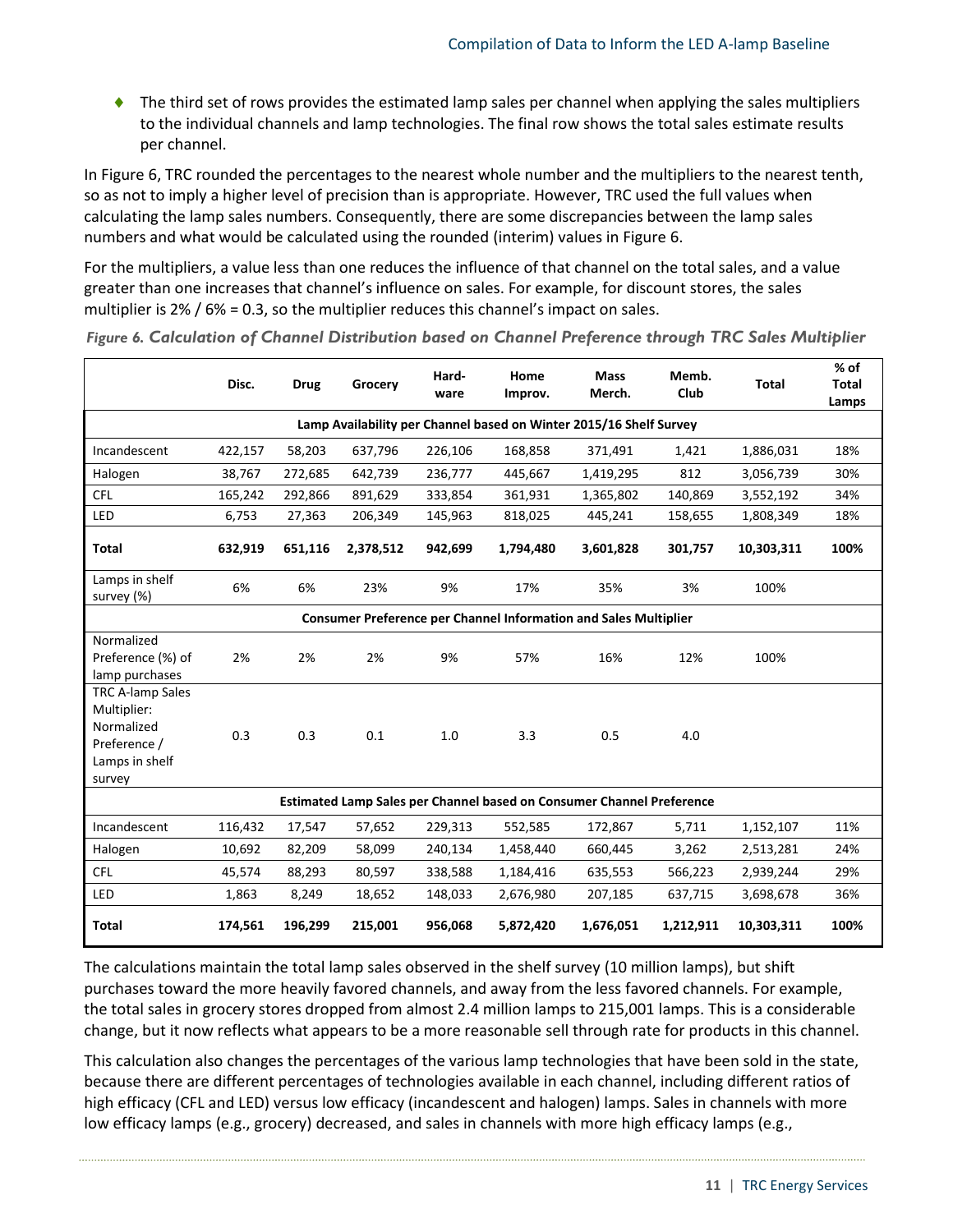- The third set of rows provides the estimated lamp sales per channel when applying the sales multipliers to the individual channels and lamp technologies. The final row shows the total sales estimate results per channel.

In Figure 6, TRC rounded the percentages to the nearest whole number and the multipliers to the nearest tenth, so as not to imply a higher level of precision than is appropriate. However, TRC used the full values when calculating the lamp sales numbers. Consequently, there are some discrepancies between the lamp sales numbers and what would be calculated using the rounded (interim) values in Figure 6.

For the multipliers, a value less than one reduces the influence of that channel on the total sales, and a value greater than one increases that channel's influence on sales. For example, for discount stores, the sales multiplier is 2% / 6% = 0.3, so the multiplier reduces this channel's impact on sales.

*Figure 6. Calculation of Channel Distribution based on Channel Preference through TRC Sales Multiplier*

| | Disc. | Drug | Grocery | Hard-ware | Home Improv. | Mass Merch. | Memb. Club | Total | % of Total Lamps |
|---|---|---|---|---|---|---|---|---|---|
| **Lamp Availability per Channel based on Winter 2015/16 Shelf Survey** | | | | | | | | | |
| Incandescent | 422,157 | 58,203 | 637,796 | 226,106 | 168,858 | 371,491 | 1,421 | 1,886,031 | 18% |
| Halogen | 38,767 | 272,685 | 642,739 | 236,777 | 445,667 | 1,419,295 | 812 | 3,056,739 | 30% |
| CFL | 165,242 | 292,866 | 891,629 | 333,854 | 361,931 | 1,365,802 | 140,869 | 3,552,192 | 34% |
| LED | 6,753 | 27,363 | 206,349 | 145,963 | 818,025 | 445,241 | 158,655 | 1,808,349 | 18% |
| **Total** | **632,919** | **651,116** | **2,378,512** | **942,699** | **1,794,480** | **3,601,828** | **301,757** | **10,303,311** | **100%** |
| Lamps in shelf survey (%) | 6% | 6% | 23% | 9% | 17% | 35% | 3% | 100% | |
| **Consumer Preference per Channel Information and Sales Multiplier** | | | | | | | | | |
| Normalized Preference (%) of lamp purchases | 2% | 2% | 2% | 9% | 57% | 16% | 12% | 100% | |
| TRC A-lamp Sales Multiplier: Normalized Preference / Lamps in shelf survey | 0.3 | 0.3 | 0.1 | 1.0 | 3.3 | 0.5 | 4.0 | | |
| **Estimated Lamp Sales per Channel based on Consumer Channel Preference** | | | | | | | | | |
| Incandescent | 116,432 | 17,547 | 57,652 | 229,313 | 552,585 | 172,867 | 5,711 | 1,152,107 | 11% |
| Halogen | 10,692 | 82,209 | 58,099 | 240,134 | 1,458,440 | 660,445 | 3,262 | 2,513,281 | 24% |
| CFL | 45,574 | 88,293 | 80,597 | 338,588 | 1,184,416 | 635,553 | 566,223 | 2,939,244 | 29% |
| LED | 1,863 | 8,249 | 18,652 | 148,033 | 2,676,980 | 207,185 | 637,715 | 3,698,678 | 36% |
| **Total** | **174,561** | **196,299** | **215,001** | **956,068** | **5,872,420** | **1,676,051** | **1,212,911** | **10,303,311** | **100%** |

The calculations maintain the total lamp sales observed in the shelf survey (10 million lamps), but shift purchases toward the more heavily favored channels, and away from the less favored channels. For example, the total sales in grocery stores dropped from almost 2.4 million lamps to 215,001 lamps. This is a considerable change, but it now reflects what appears to be a more reasonable sell through rate for products in this channel.

This calculation also changes the percentages of the various lamp technologies that have been sold in the state, because there are different percentages of technologies available in each channel, including different ratios of high efficacy (CFL and LED) versus low efficacy (incandescent and halogen) lamps. Sales in channels with more low efficacy lamps (e.g., grocery) decreased, and sales in channels with more high efficacy lamps (e.g.,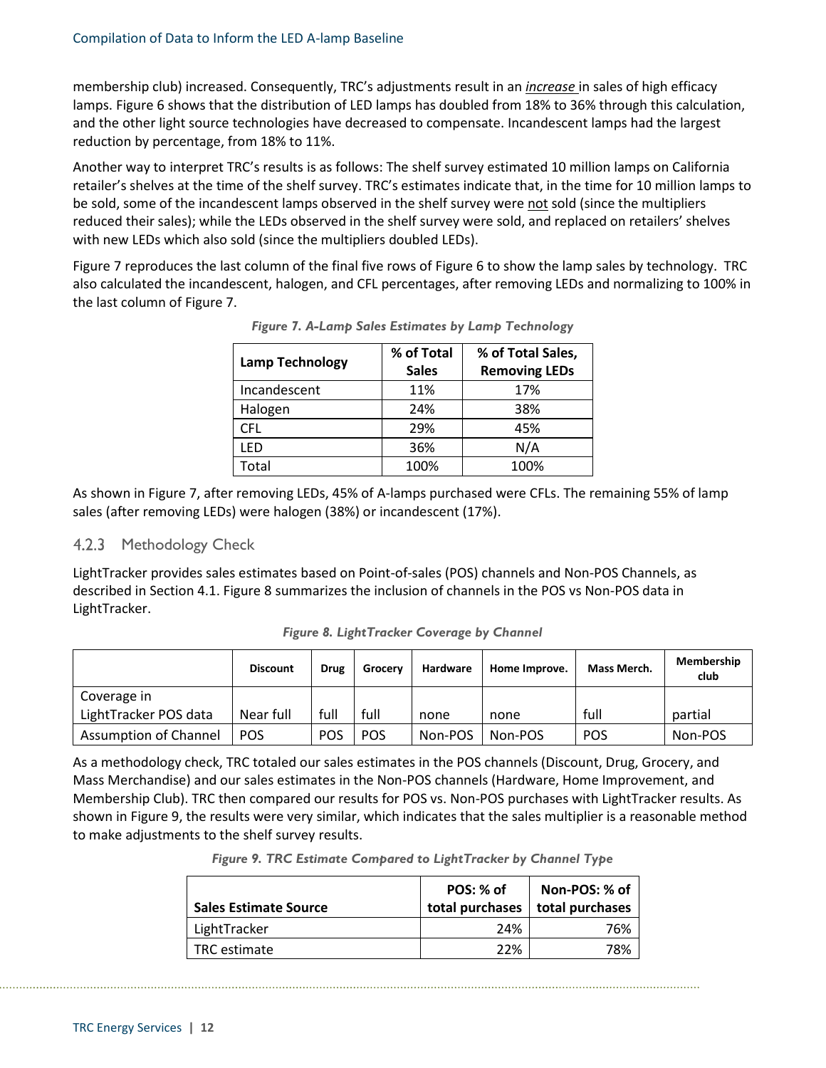membership club) increased. Consequently, TRC's adjustments result in an ***increase*** in sales of high efficacy lamps. Figure 6 shows that the distribution of LED lamps has doubled from 18% to 36% through this calculation, and the other light source technologies have decreased to compensate. Incandescent lamps had the largest reduction by percentage, from 18% to 11%.

Another way to interpret TRC's results is as follows: The shelf survey estimated 10 million lamps on California retailer's shelves at the time of the shelf survey. TRC's estimates indicate that, in the time for 10 million lamps to be sold, some of the incandescent lamps observed in the shelf survey were not sold (since the multipliers reduced their sales); while the LEDs observed in the shelf survey were sold, and replaced on retailers' shelves with new LEDs which also sold (since the multipliers doubled LEDs).

Figure 7 reproduces the last column of the final five rows of Figure 6 to show the lamp sales by technology. TRC also calculated the incandescent, halogen, and CFL percentages, after removing LEDs and normalizing to 100% in the last column of Figure 7.

*Figure 7. A-Lamp Sales Estimates by Lamp Technology*

| Lamp Technology | % of Total Sales | % of Total Sales, Removing LEDs |
|---|---|---|
| Incandescent | 11% | 17% |
| Halogen | 24% | 38% |
| CFL | 29% | 45% |
| LED | 36% | N/A |
| Total | 100% | 100% |

As shown in Figure 7, after removing LEDs, 45% of A-lamps purchased were CFLs. The remaining 55% of lamp sales (after removing LEDs) were halogen (38%) or incandescent (17%).

### 4.2.3 Methodology Check

LightTracker provides sales estimates based on Point-of-sales (POS) channels and Non-POS Channels, as described in Section 4.1. Figure 8 summarizes the inclusion of channels in the POS vs Non-POS data in LightTracker.

*Figure 8. LightTracker Coverage by Channel*

| | Discount | Drug | Grocery | Hardware | Home Improve. | Mass Merch. | Membership club |
|---|---|---|---|---|---|---|---|
| Coverage in LightTracker POS data | Near full | full | full | none | none | full | partial |
| Assumption of Channel | POS | POS | POS | Non-POS | Non-POS | POS | Non-POS |

As a methodology check, TRC totaled our sales estimates in the POS channels (Discount, Drug, Grocery, and Mass Merchandise) and our sales estimates in the Non-POS channels (Hardware, Home Improvement, and Membership Club). TRC then compared our results for POS vs. Non-POS purchases with LightTracker results. As shown in Figure 9, the results were very similar, which indicates that the sales multiplier is a reasonable method to make adjustments to the shelf survey results.

*Figure 9. TRC Estimate Compared to LightTracker by Channel Type*

| Sales Estimate Source | POS: % of total purchases | Non-POS: % of total purchases |
|---|---|---|
| LightTracker | 24% | 76% |
| TRC estimate | 22% | 78% |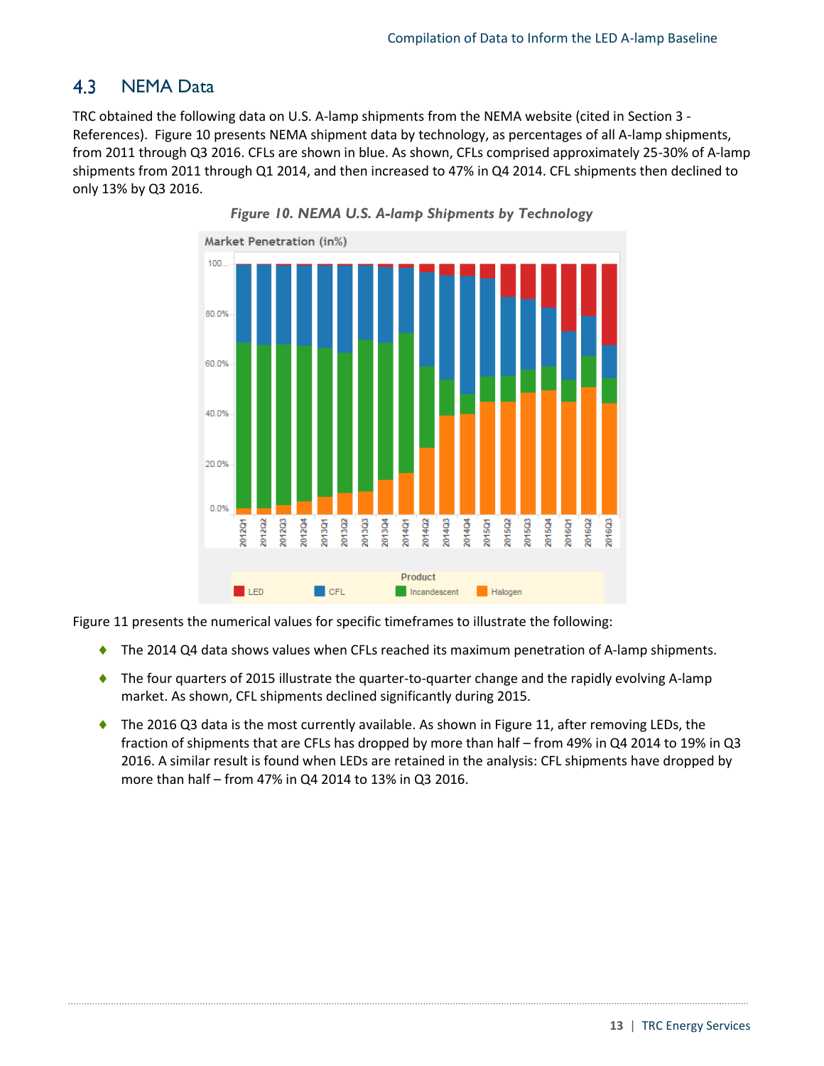## 4.3 NEMA Data

TRC obtained the following data on U.S. A-lamp shipments from the NEMA website (cited in Section 3 - References). Figure 10 presents NEMA shipment data by technology, as percentages of all A-lamp shipments, from 2011 through Q3 2016. CFLs are shown in blue. As shown, CFLs comprised approximately 25-30% of A-lamp shipments from 2011 through Q1 2014, and then increased to 47% in Q4 2014. CFL shipments then declined to only 13% by Q3 2016.

*Figure 10. NEMA U.S. A-lamp Shipments by Technology*

Figure 11 presents the numerical values for specific timeframes to illustrate the following:

- The 2014 Q4 data shows values when CFLs reached its maximum penetration of A-lamp shipments.
- The four quarters of 2015 illustrate the quarter-to-quarter change and the rapidly evolving A-lamp market. As shown, CFL shipments declined significantly during 2015.
- The 2016 Q3 data is the most currently available. As shown in Figure 11, after removing LEDs, the fraction of shipments that are CFLs has dropped by more than half – from 49% in Q4 2014 to 19% in Q3 2016. A similar result is found when LEDs are retained in the analysis: CFL shipments have dropped by more than half – from 47% in Q4 2014 to 13% in Q3 2016.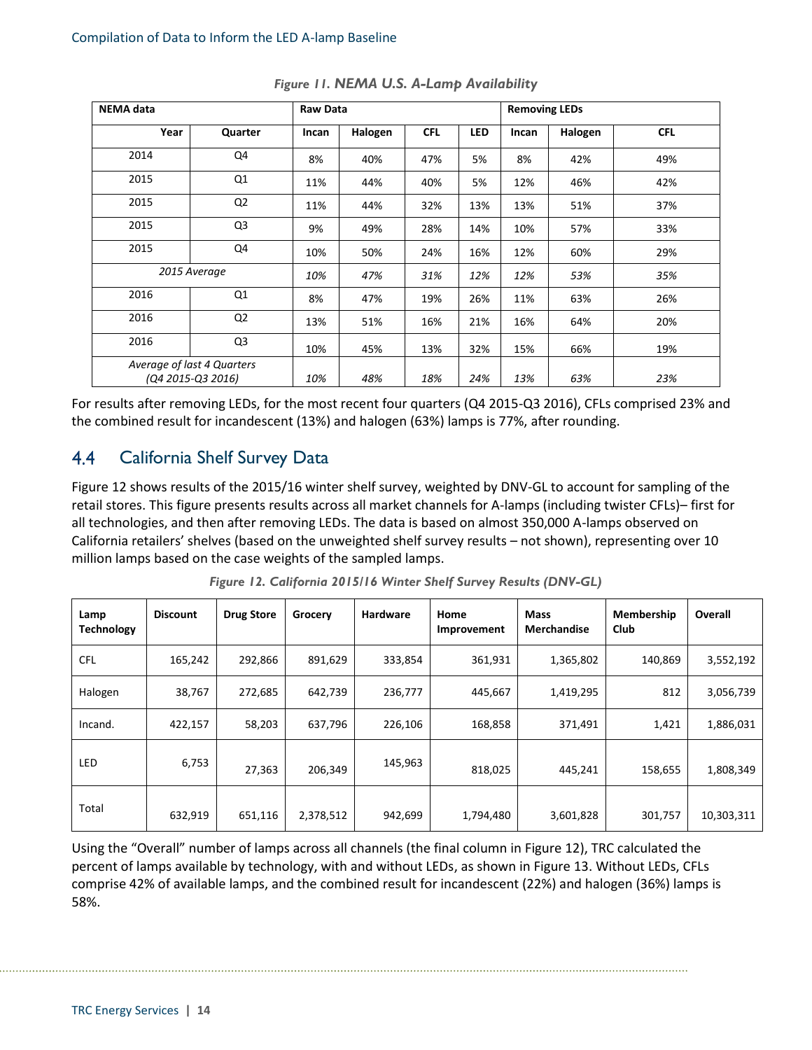*Figure 11. NEMA U.S. A-Lamp Availability*

| NEMA data | | Raw Data | | | | Removing LEDs | | |
|---|---|---|---|---|---|---|---|---|
| Year | Quarter | Incan | Halogen | CFL | LED | Incan | Halogen | CFL |
| 2014 | Q4 | 8% | 40% | 47% | 5% | 8% | 42% | 49% |
| 2015 | Q1 | 11% | 44% | 40% | 5% | 12% | 46% | 42% |
| 2015 | Q2 | 11% | 44% | 32% | 13% | 13% | 51% | 37% |
| 2015 | Q3 | 9% | 49% | 28% | 14% | 10% | 57% | 33% |
| 2015 | Q4 | 10% | 50% | 24% | 16% | 12% | 60% | 29% |
| *2015 Average* | | *10%* | *47%* | *31%* | *12%* | *12%* | *53%* | *35%* |
| 2016 | Q1 | 8% | 47% | 19% | 26% | 11% | 63% | 26% |
| 2016 | Q2 | 13% | 51% | 16% | 21% | 16% | 64% | 20% |
| 2016 | Q3 | 10% | 45% | 13% | 32% | 15% | 66% | 19% |
| *Average of last 4 Quarters (Q4 2015-Q3 2016)* | | *10%* | *48%* | *18%* | *24%* | *13%* | *63%* | *23%* |

For results after removing LEDs, for the most recent four quarters (Q4 2015-Q3 2016), CFLs comprised 23% and the combined result for incandescent (13%) and halogen (63%) lamps is 77%, after rounding.

## 4.4 California Shelf Survey Data

Figure 12 shows results of the 2015/16 winter shelf survey, weighted by DNV-GL to account for sampling of the retail stores. This figure presents results across all market channels for A-lamps (including twister CFLs)– first for all technologies, and then after removing LEDs. The data is based on almost 350,000 A-lamps observed on California retailers' shelves (based on the unweighted shelf survey results – not shown), representing over 10 million lamps based on the case weights of the sampled lamps.

*Figure 12. California 2015/16 Winter Shelf Survey Results (DNV-GL)*

| Lamp Technology | Discount | Drug Store | Grocery | Hardware | Home Improvement | Mass Merchandise | Membership Club | Overall |
|---|---|---|---|---|---|---|---|---|
| CFL | 165,242 | 292,866 | 891,629 | 333,854 | 361,931 | 1,365,802 | 140,869 | 3,552,192 |
| Halogen | 38,767 | 272,685 | 642,739 | 236,777 | 445,667 | 1,419,295 | 812 | 3,056,739 |
| Incand. | 422,157 | 58,203 | 637,796 | 226,106 | 168,858 | 371,491 | 1,421 | 1,886,031 |
| LED | 6,753 | 27,363 | 206,349 | 145,963 | 818,025 | 445,241 | 158,655 | 1,808,349 |
| Total | 632,919 | 651,116 | 2,378,512 | 942,699 | 1,794,480 | 3,601,828 | 301,757 | 10,303,311 |

Using the "Overall" number of lamps across all channels (the final column in Figure 12), TRC calculated the percent of lamps available by technology, with and without LEDs, as shown in Figure 13. Without LEDs, CFLs comprise 42% of available lamps, and the combined result for incandescent (22%) and halogen (36%) lamps is 58%.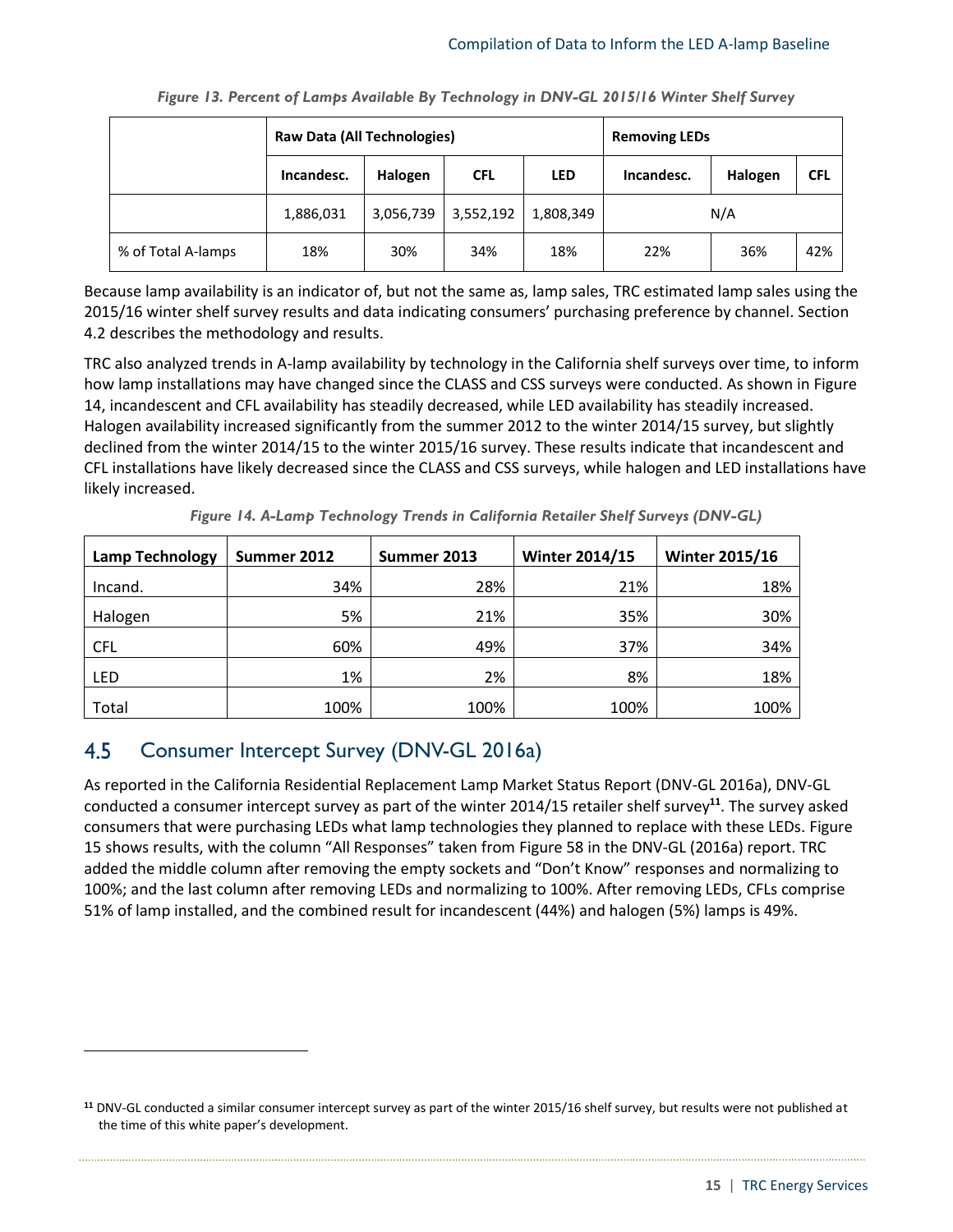*Figure 13. Percent of Lamps Available By Technology in DNV-GL 2015/16 Winter Shelf Survey*

| | Raw Data (All Technologies) | | | | Removing LEDs | | |
|---|---|---|---|---|---|---|---|
| | Incandesc. | Halogen | CFL | LED | Incandesc. | Halogen | CFL |
| | 1,886,031 | 3,056,739 | 3,552,192 | 1,808,349 | N/A | | |
| % of Total A-lamps | 18% | 30% | 34% | 18% | 22% | 36% | 42% |

Because lamp availability is an indicator of, but not the same as, lamp sales, TRC estimated lamp sales using the 2015/16 winter shelf survey results and data indicating consumers' purchasing preference by channel. Section 4.2 describes the methodology and results.

TRC also analyzed trends in A-lamp availability by technology in the California shelf surveys over time, to inform how lamp installations may have changed since the CLASS and CSS surveys were conducted. As shown in Figure 14, incandescent and CFL availability has steadily decreased, while LED availability has steadily increased. Halogen availability increased significantly from the summer 2012 to the winter 2014/15 survey, but slightly declined from the winter 2014/15 to the winter 2015/16 survey. These results indicate that incandescent and CFL installations have likely decreased since the CLASS and CSS surveys, while halogen and LED installations have likely increased.

*Figure 14. A-Lamp Technology Trends in California Retailer Shelf Surveys (DNV-GL)*

| Lamp Technology | Summer 2012 | Summer 2013 | Winter 2014/15 | Winter 2015/16 |
|---|---|---|---|---|
| Incand. | 34% | 28% | 21% | 18% |
| Halogen | 5% | 21% | 35% | 30% |
| CFL | 60% | 49% | 37% | 34% |
| LED | 1% | 2% | 8% | 18% |
| Total | 100% | 100% | 100% | 100% |

## 4.5 Consumer Intercept Survey (DNV-GL 2016a)

As reported in the California Residential Replacement Lamp Market Status Report (DNV-GL 2016a), DNV-GL conducted a consumer intercept survey as part of the winter 2014/15 retailer shelf survey[11]. The survey asked consumers that were purchasing LEDs what lamp technologies they planned to replace with these LEDs. Figure 15 shows results, with the column "All Responses" taken from Figure 58 in the DNV-GL (2016a) report. TRC added the middle column after removing the empty sockets and "Don't Know" responses and normalizing to 100%; and the last column after removing LEDs and normalizing to 100%. After removing LEDs, CFLs comprise 51% of lamp installed, and the combined result for incandescent (44%) and halogen (5%) lamps is 49%.

[11] DNV-GL conducted a similar consumer intercept survey as part of the winter 2015/16 shelf survey, but results were not published at the time of this white paper's development.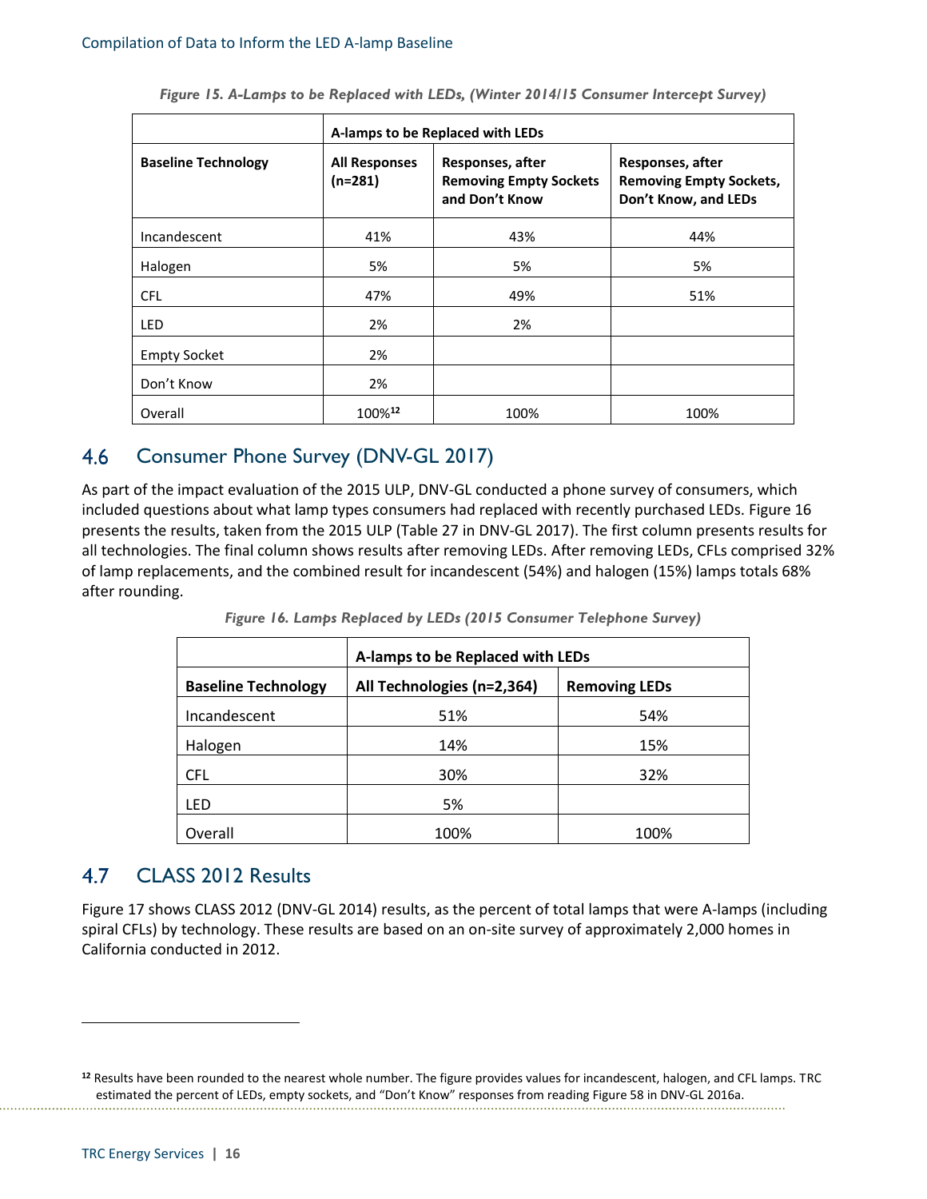*Figure 15. A-Lamps to be Replaced with LEDs, (Winter 2014/15 Consumer Intercept Survey)*

| | A-lamps to be Replaced with LEDs | | |
|---|---|---|---|
| **Baseline Technology** | **All Responses (n=281)** | **Responses, after Removing Empty Sockets and Don't Know** | **Responses, after Removing Empty Sockets, Don't Know, and LEDs** |
| Incandescent | 41% | 43% | 44% |
| Halogen | 5% | 5% | 5% |
| CFL | 47% | 49% | 51% |
| LED | 2% | 2% | |
| Empty Socket | 2% | | |
| Don't Know | 2% | | |
| Overall | 100%[12] | 100% | 100% |

## 4.6 Consumer Phone Survey (DNV-GL 2017)

As part of the impact evaluation of the 2015 ULP, DNV-GL conducted a phone survey of consumers, which included questions about what lamp types consumers had replaced with recently purchased LEDs. Figure 16 presents the results, taken from the 2015 ULP (Table 27 in DNV-GL 2017). The first column presents results for all technologies. The final column shows results after removing LEDs. After removing LEDs, CFLs comprised 32% of lamp replacements, and the combined result for incandescent (54%) and halogen (15%) lamps totals 68% after rounding.

*Figure 16. Lamps Replaced by LEDs (2015 Consumer Telephone Survey)*

| | A-lamps to be Replaced with LEDs | |
|---|---|---|
| **Baseline Technology** | **All Technologies (n=2,364)** | **Removing LEDs** |
| Incandescent | 51% | 54% |
| Halogen | 14% | 15% |
| CFL | 30% | 32% |
| LED | 5% | |
| Overall | 100% | 100% |

## 4.7 CLASS 2012 Results

Figure 17 shows CLASS 2012 (DNV-GL 2014) results, as the percent of total lamps that were A-lamps (including spiral CFLs) by technology. These results are based on an on-site survey of approximately 2,000 homes in California conducted in 2012.

---

[12] Results have been rounded to the nearest whole number. The figure provides values for incandescent, halogen, and CFL lamps. TRC estimated the percent of LEDs, empty sockets, and "Don't Know" responses from reading Figure 58 in DNV-GL 2016a.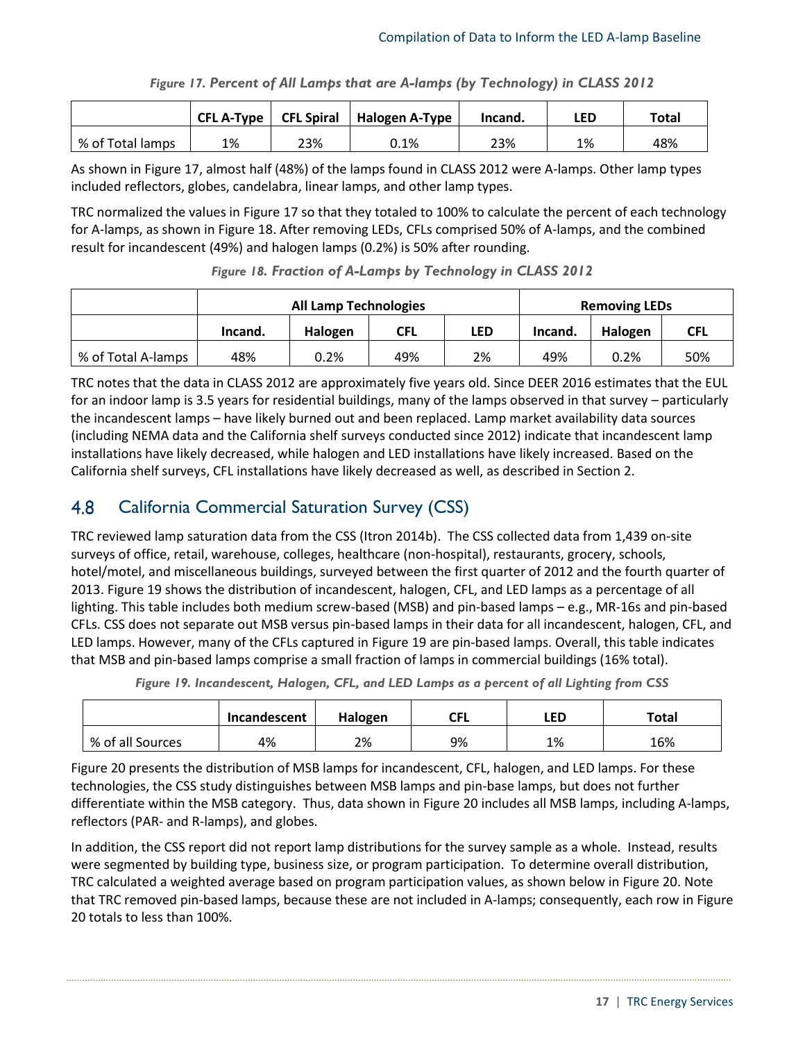*Figure 17. Percent of All Lamps that are A-lamps (by Technology) in CLASS 2012*

| | CFL A-Type | CFL Spiral | Halogen A-Type | Incand. | LED | Total |
|---|---|---|---|---|---|---|
| % of Total lamps | 1% | 23% | 0.1% | 23% | 1% | 48% |

As shown in Figure 17, almost half (48%) of the lamps found in CLASS 2012 were A-lamps. Other lamp types included reflectors, globes, candelabra, linear lamps, and other lamp types.

TRC normalized the values in Figure 17 so that they totaled to 100% to calculate the percent of each technology for A-lamps, as shown in Figure 18. After removing LEDs, CFLs comprised 50% of A-lamps, and the combined result for incandescent (49%) and halogen lamps (0.2%) is 50% after rounding.

*Figure 18. Fraction of A-Lamps by Technology in CLASS 2012*

| | All Lamp Technologies | | | | Removing LEDs | | |
|---|---|---|---|---|---|---|---|
| | Incand. | Halogen | CFL | LED | Incand. | Halogen | CFL |
| % of Total A-lamps | 48% | 0.2% | 49% | 2% | 49% | 0.2% | 50% |

TRC notes that the data in CLASS 2012 are approximately five years old. Since DEER 2016 estimates that the EUL for an indoor lamp is 3.5 years for residential buildings, many of the lamps observed in that survey – particularly the incandescent lamps – have likely burned out and been replaced. Lamp market availability data sources (including NEMA data and the California shelf surveys conducted since 2012) indicate that incandescent lamp installations have likely decreased, while halogen and LED installations have likely increased. Based on the California shelf surveys, CFL installations have likely decreased as well, as described in Section 2.

## 4.8 California Commercial Saturation Survey (CSS)

TRC reviewed lamp saturation data from the CSS (Itron 2014b). The CSS collected data from 1,439 on-site surveys of office, retail, warehouse, colleges, healthcare (non-hospital), restaurants, grocery, schools, hotel/motel, and miscellaneous buildings, surveyed between the first quarter of 2012 and the fourth quarter of 2013. Figure 19 shows the distribution of incandescent, halogen, CFL, and LED lamps as a percentage of all lighting. This table includes both medium screw-based (MSB) and pin-based lamps – e.g., MR-16s and pin-based CFLs. CSS does not separate out MSB versus pin-based lamps in their data for all incandescent, halogen, CFL, and LED lamps. However, many of the CFLs captured in Figure 19 are pin-based lamps. Overall, this table indicates that MSB and pin-based lamps comprise a small fraction of lamps in commercial buildings (16% total).

*Figure 19. Incandescent, Halogen, CFL, and LED Lamps as a percent of all Lighting from CSS*

| | Incandescent | Halogen | CFL | LED | Total |
|---|---|---|---|---|---|
| % of all Sources | 4% | 2% | 9% | 1% | 16% |

Figure 20 presents the distribution of MSB lamps for incandescent, CFL, halogen, and LED lamps. For these technologies, the CSS study distinguishes between MSB lamps and pin-base lamps, but does not further differentiate within the MSB category. Thus, data shown in Figure 20 includes all MSB lamps, including A-lamps, reflectors (PAR- and R-lamps), and globes.

In addition, the CSS report did not report lamp distributions for the survey sample as a whole. Instead, results were segmented by building type, business size, or program participation. To determine overall distribution, TRC calculated a weighted average based on program participation values, as shown below in Figure 20. Note that TRC removed pin-based lamps, because these are not included in A-lamps; consequently, each row in Figure 20 totals to less than 100%.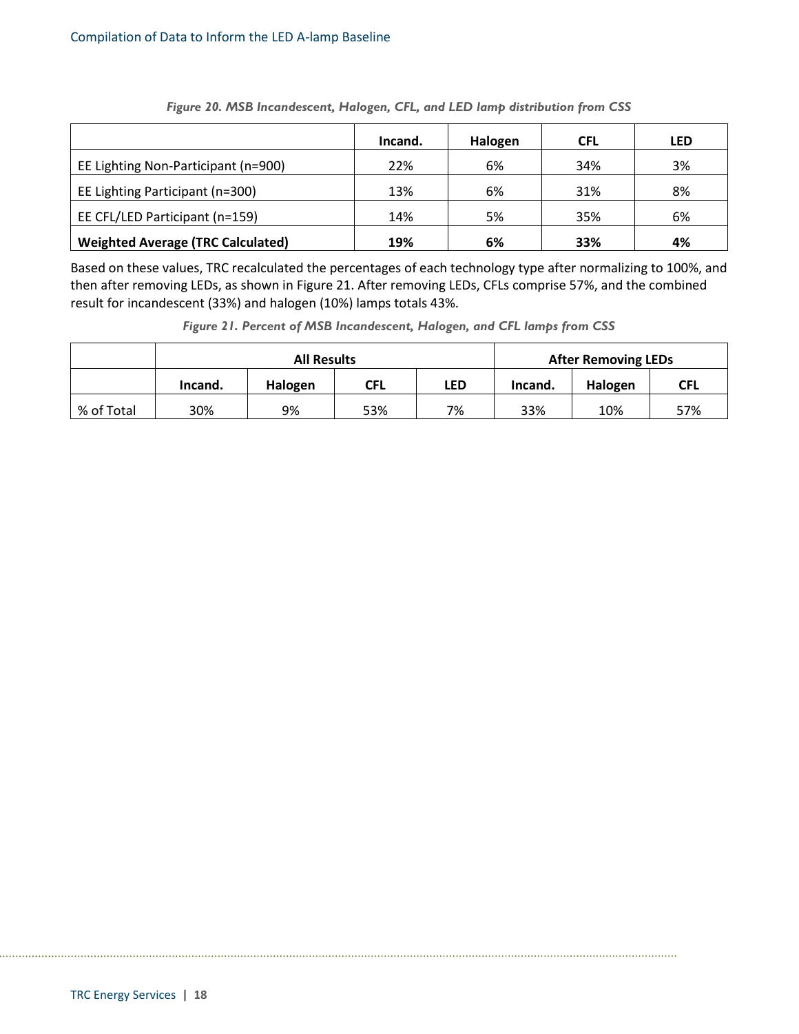*Figure 20. MSB Incandescent, Halogen, CFL, and LED lamp distribution from CSS*

| | Incand. | Halogen | CFL | LED |
|---|---|---|---|---|
| EE Lighting Non-Participant (n=900) | 22% | 6% | 34% | 3% |
| EE Lighting Participant (n=300) | 13% | 6% | 31% | 8% |
| EE CFL/LED Participant (n=159) | 14% | 5% | 35% | 6% |
| **Weighted Average (TRC Calculated)** | **19%** | **6%** | **33%** | **4%** |

Based on these values, TRC recalculated the percentages of each technology type after normalizing to 100%, and then after removing LEDs, as shown in Figure 21. After removing LEDs, CFLs comprise 57%, and the combined result for incandescent (33%) and halogen (10%) lamps totals 43%.

*Figure 21. Percent of MSB Incandescent, Halogen, and CFL lamps from CSS*

| | All Results | | | | After Removing LEDs | | |
|---|---|---|---|---|---|---|---|
| | Incand. | Halogen | CFL | LED | Incand. | Halogen | CFL |
| % of Total | 30% | 9% | 53% | 7% | 33% | 10% | 57% |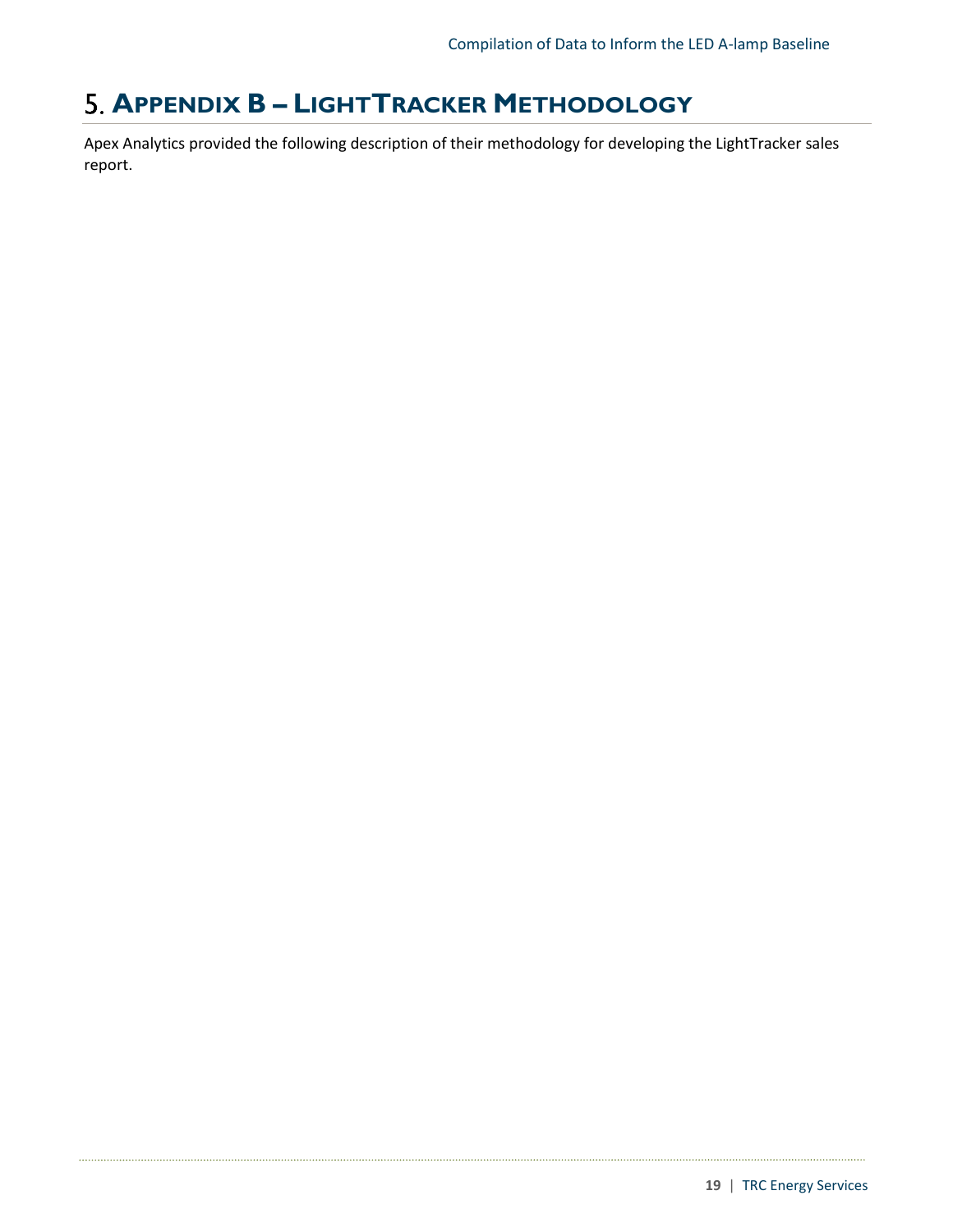# 5. Appendix B – LightTracker Methodology

Apex Analytics provided the following description of their methodology for developing the LightTracker sales report.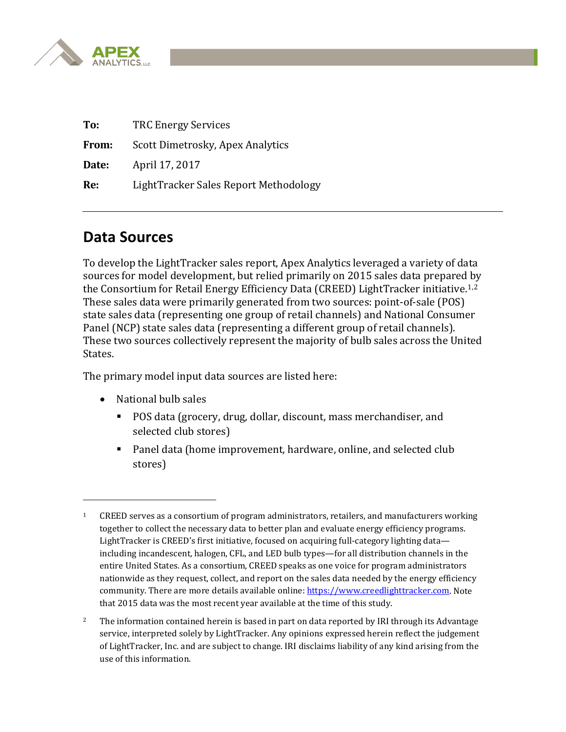| | |
|---|---|
| **To:** | TRC Energy Services |
| **From:** | Scott Dimetrosky, Apex Analytics |
| **Date:** | April 17, 2017 |
| **Re:** | LightTracker Sales Report Methodology |

---

## Data Sources

To develop the LightTracker sales report, Apex Analytics leveraged a variety of data sources for model development, but relied primarily on 2015 sales data prepared by the Consortium for Retail Energy Efficiency Data (CREED) LightTracker initiative.[1,2] These sales data were primarily generated from two sources: point-of-sale (POS) state sales data (representing one group of retail channels) and National Consumer Panel (NCP) state sales data (representing a different group of retail channels). These two sources collectively represent the majority of bulb sales across the United States.

The primary model input data sources are listed here:

- National bulb sales
  - POS data (grocery, drug, dollar, discount, mass merchandiser, and selected club stores)
  - Panel data (home improvement, hardware, online, and selected club stores)

---

[1] CREED serves as a consortium of program administrators, retailers, and manufacturers working together to collect the necessary data to better plan and evaluate energy efficiency programs. LightTracker is CREED's first initiative, focused on acquiring full-category lighting data—including incandescent, halogen, CFL, and LED bulb types—for all distribution channels in the entire United States. As a consortium, CREED speaks as one voice for program administrators nationwide as they request, collect, and report on the sales data needed by the energy efficiency community. There are more details available online: [https://www.creedlighttracker.com](https://www.creedlighttracker.com). Note that 2015 data was the most recent year available at the time of this study.

[2] The information contained herein is based in part on data reported by IRI through its Advantage service, interpreted solely by LightTracker. Any opinions expressed herein reflect the judgement of LightTracker, Inc. and are subject to change. IRI disclaims liability of any kind arising from the use of this information.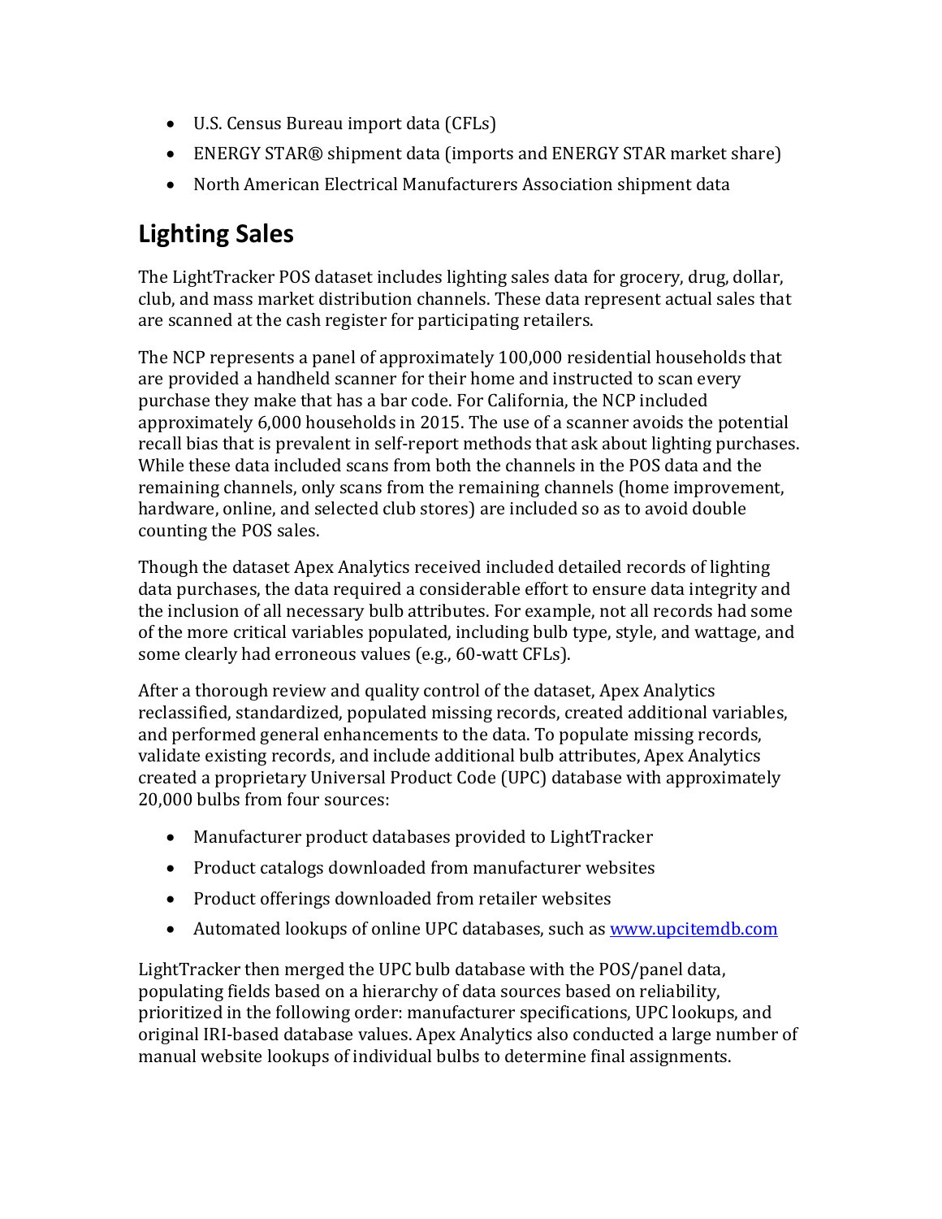- U.S. Census Bureau import data (CFLs)
- ENERGY STAR® shipment data (imports and ENERGY STAR market share)
- North American Electrical Manufacturers Association shipment data

## Lighting Sales

The LightTracker POS dataset includes lighting sales data for grocery, drug, dollar, club, and mass market distribution channels. These data represent actual sales that are scanned at the cash register for participating retailers.

The NCP represents a panel of approximately 100,000 residential households that are provided a handheld scanner for their home and instructed to scan every purchase they make that has a bar code. For California, the NCP included approximately 6,000 households in 2015. The use of a scanner avoids the potential recall bias that is prevalent in self-report methods that ask about lighting purchases. While these data included scans from both the channels in the POS data and the remaining channels, only scans from the remaining channels (home improvement, hardware, online, and selected club stores) are included so as to avoid double counting the POS sales.

Though the dataset Apex Analytics received included detailed records of lighting data purchases, the data required a considerable effort to ensure data integrity and the inclusion of all necessary bulb attributes. For example, not all records had some of the more critical variables populated, including bulb type, style, and wattage, and some clearly had erroneous values (e.g., 60-watt CFLs).

After a thorough review and quality control of the dataset, Apex Analytics reclassified, standardized, populated missing records, created additional variables, and performed general enhancements to the data. To populate missing records, validate existing records, and include additional bulb attributes, Apex Analytics created a proprietary Universal Product Code (UPC) database with approximately 20,000 bulbs from four sources:

- Manufacturer product databases provided to LightTracker
- Product catalogs downloaded from manufacturer websites
- Product offerings downloaded from retailer websites
- Automated lookups of online UPC databases, such as www.upcitemdb.com

LightTracker then merged the UPC bulb database with the POS/panel data, populating fields based on a hierarchy of data sources based on reliability, prioritized in the following order: manufacturer specifications, UPC lookups, and original IRI-based database values. Apex Analytics also conducted a large number of manual website lookups of individual bulbs to determine final assignments.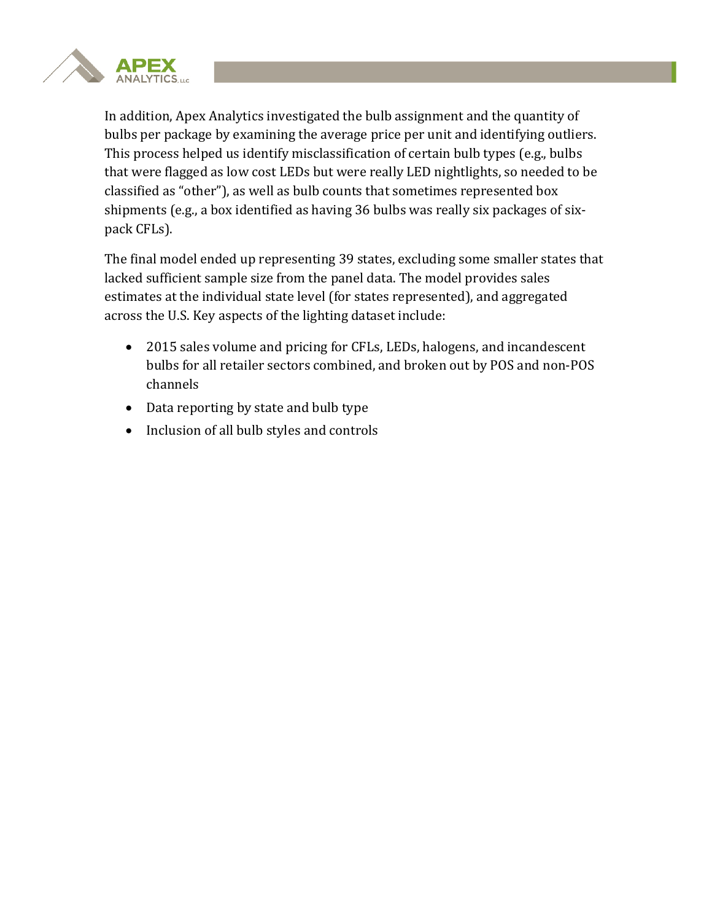In addition, Apex Analytics investigated the bulb assignment and the quantity of bulbs per package by examining the average price per unit and identifying outliers. This process helped us identify misclassification of certain bulb types (e.g., bulbs that were flagged as low cost LEDs but were really LED nightlights, so needed to be classified as "other"), as well as bulb counts that sometimes represented box shipments (e.g., a box identified as having 36 bulbs was really six packages of six-pack CFLs).

The final model ended up representing 39 states, excluding some smaller states that lacked sufficient sample size from the panel data. The model provides sales estimates at the individual state level (for states represented), and aggregated across the U.S. Key aspects of the lighting dataset include:

- 2015 sales volume and pricing for CFLs, LEDs, halogens, and incandescent bulbs for all retailer sectors combined, and broken out by POS and non-POS channels
- Data reporting by state and bulb type
- Inclusion of all bulb styles and controls